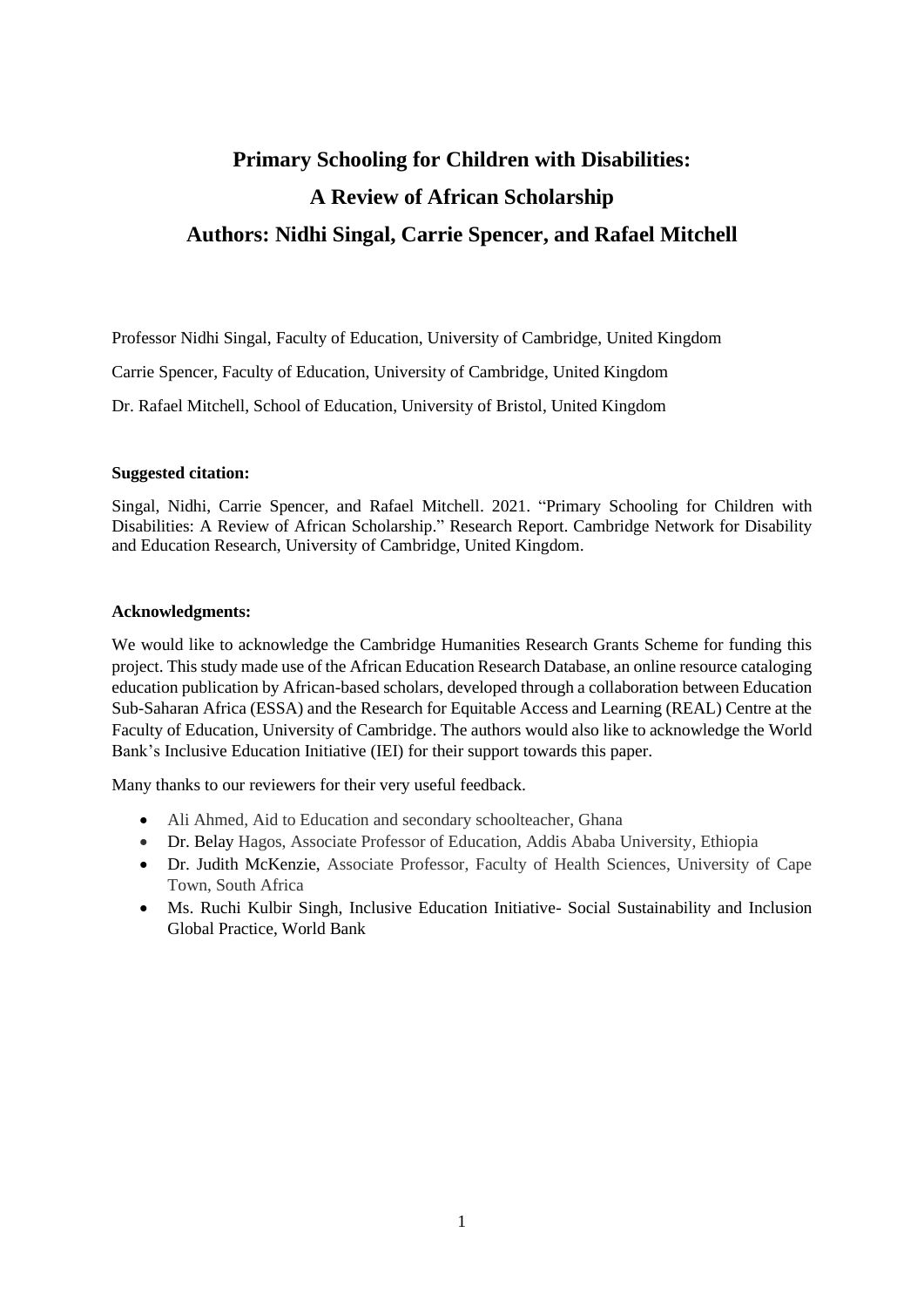# Primary Schooling for Children with Disabilities:
# A Review of African Scholarship
# Authors: Nidhi Singal, Carrie Spencer, and Rafael Mitchell

Professor Nidhi Singal, Faculty of Education, University of Cambridge, United Kingdom

Carrie Spencer, Faculty of Education, University of Cambridge, United Kingdom

Dr. Rafael Mitchell, School of Education, University of Bristol, United Kingdom

**Suggested citation:**

Singal, Nidhi, Carrie Spencer, and Rafael Mitchell. 2021. "Primary Schooling for Children with Disabilities: A Review of African Scholarship." Research Report. Cambridge Network for Disability and Education Research, University of Cambridge, United Kingdom.

**Acknowledgments:**

We would like to acknowledge the Cambridge Humanities Research Grants Scheme for funding this project. This study made use of the African Education Research Database, an online resource cataloging education publication by African-based scholars, developed through a collaboration between Education Sub-Saharan Africa (ESSA) and the Research for Equitable Access and Learning (REAL) Centre at the Faculty of Education, University of Cambridge. The authors would also like to acknowledge the World Bank's Inclusive Education Initiative (IEI) for their support towards this paper.

Many thanks to our reviewers for their very useful feedback.

- Ali Ahmed, Aid to Education and secondary schoolteacher, Ghana
- Dr. Belay Hagos, Associate Professor of Education, Addis Ababa University, Ethiopia
- Dr. Judith McKenzie, Associate Professor, Faculty of Health Sciences, University of Cape Town, South Africa
- Ms. Ruchi Kulbir Singh, Inclusive Education Initiative- Social Sustainability and Inclusion Global Practice, World Bank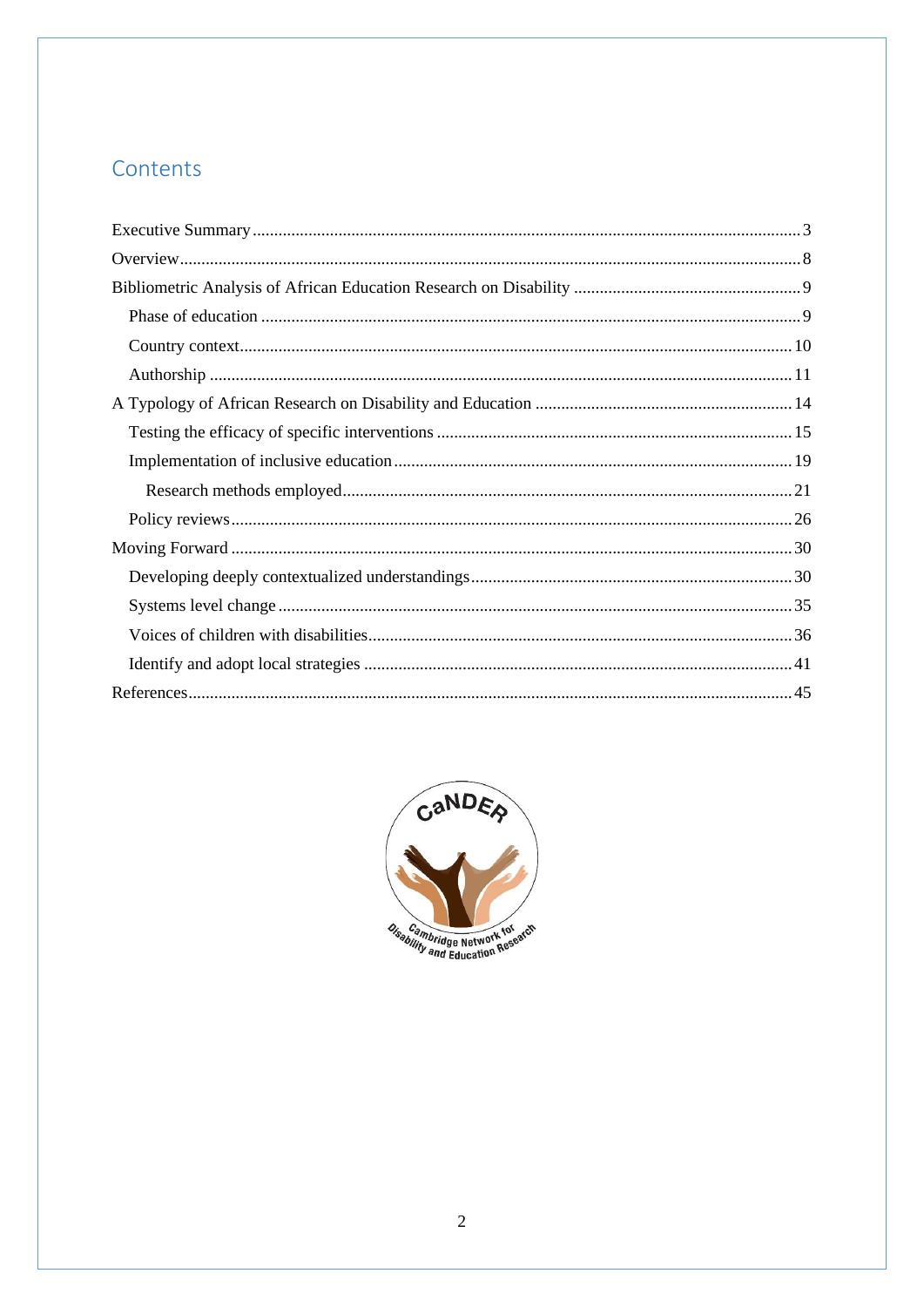# Contents

- Executive Summary .......... 3
- Overview .......... 8
- Bibliometric Analysis of African Education Research on Disability .......... 9
  - Phase of education .......... 9
  - Country context .......... 10
  - Authorship .......... 11
- A Typology of African Research on Disability and Education .......... 14
  - Testing the efficacy of specific interventions .......... 15
  - Implementation of inclusive education .......... 19
    - Research methods employed .......... 21
  - Policy reviews .......... 26
- Moving Forward .......... 30
  - Developing deeply contextualized understandings .......... 30
  - Systems level change .......... 35
  - Voices of children with disabilities .......... 36
  - Identify and adopt local strategies .......... 41
- References .......... 45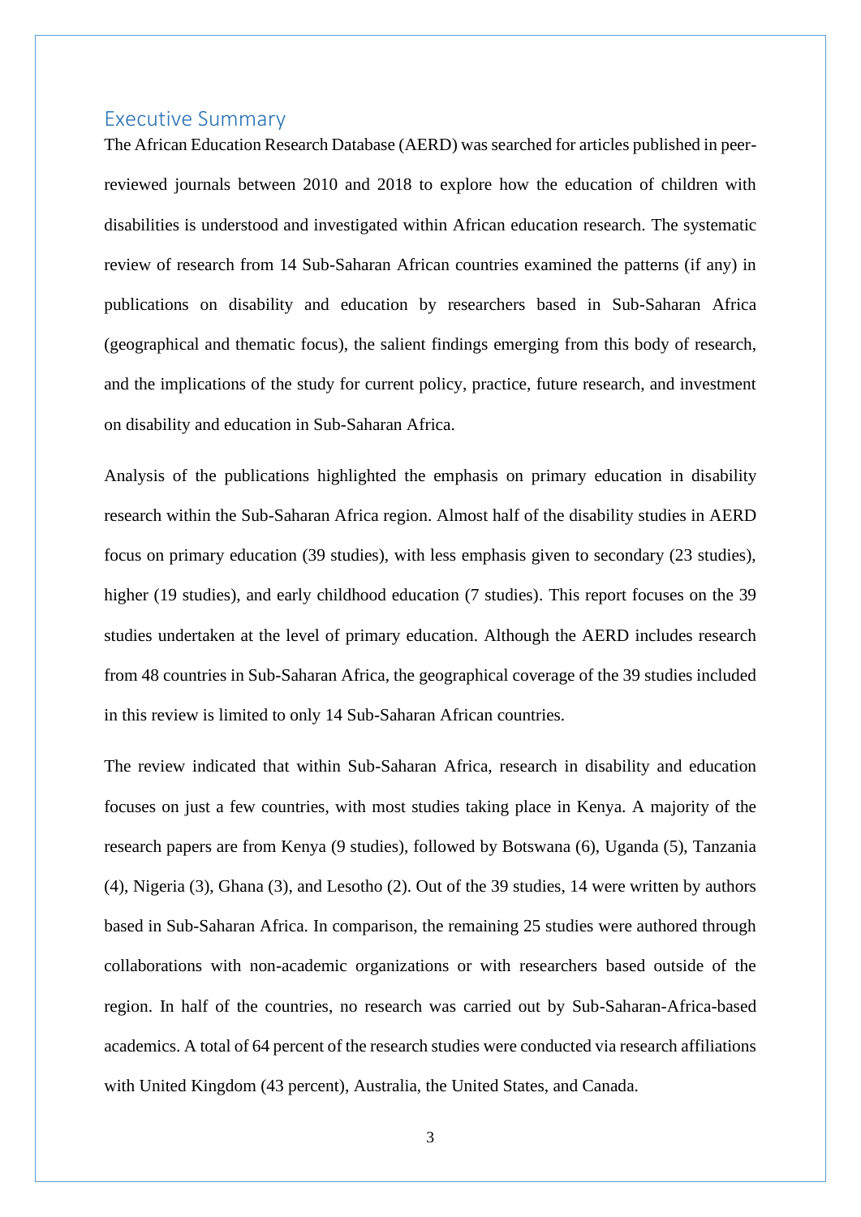## Executive Summary

The African Education Research Database (AERD) was searched for articles published in peer-reviewed journals between 2010 and 2018 to explore how the education of children with disabilities is understood and investigated within African education research. The systematic review of research from 14 Sub-Saharan African countries examined the patterns (if any) in publications on disability and education by researchers based in Sub-Saharan Africa (geographical and thematic focus), the salient findings emerging from this body of research, and the implications of the study for current policy, practice, future research, and investment on disability and education in Sub-Saharan Africa.

Analysis of the publications highlighted the emphasis on primary education in disability research within the Sub-Saharan Africa region. Almost half of the disability studies in AERD focus on primary education (39 studies), with less emphasis given to secondary (23 studies), higher (19 studies), and early childhood education (7 studies). This report focuses on the 39 studies undertaken at the level of primary education. Although the AERD includes research from 48 countries in Sub-Saharan Africa, the geographical coverage of the 39 studies included in this review is limited to only 14 Sub-Saharan African countries.

The review indicated that within Sub-Saharan Africa, research in disability and education focuses on just a few countries, with most studies taking place in Kenya. A majority of the research papers are from Kenya (9 studies), followed by Botswana (6), Uganda (5), Tanzania (4), Nigeria (3), Ghana (3), and Lesotho (2). Out of the 39 studies, 14 were written by authors based in Sub-Saharan Africa. In comparison, the remaining 25 studies were authored through collaborations with non-academic organizations or with researchers based outside of the region. In half of the countries, no research was carried out by Sub-Saharan-Africa-based academics. A total of 64 percent of the research studies were conducted via research affiliations with United Kingdom (43 percent), Australia, the United States, and Canada.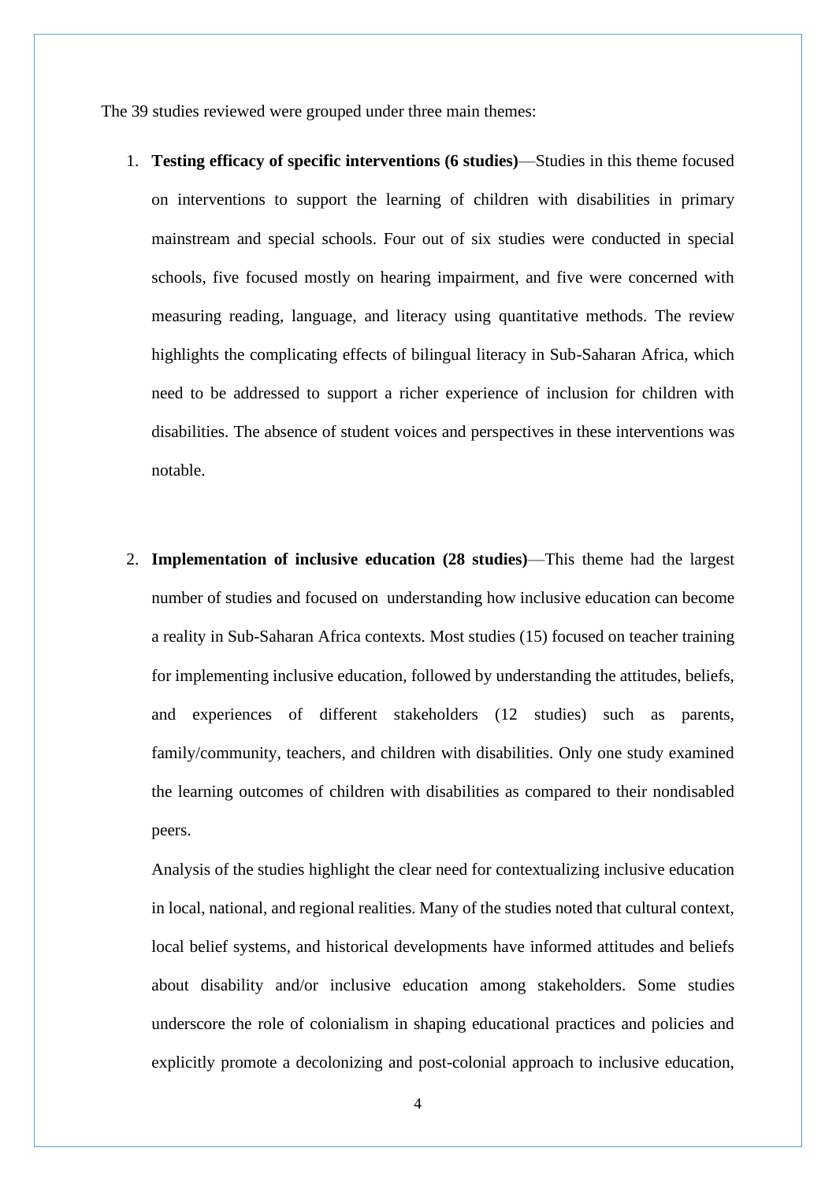The 39 studies reviewed were grouped under three main themes:

1. **Testing efficacy of specific interventions (6 studies)**—Studies in this theme focused on interventions to support the learning of children with disabilities in primary mainstream and special schools. Four out of six studies were conducted in special schools, five focused mostly on hearing impairment, and five were concerned with measuring reading, language, and literacy using quantitative methods. The review highlights the complicating effects of bilingual literacy in Sub-Saharan Africa, which need to be addressed to support a richer experience of inclusion for children with disabilities. The absence of student voices and perspectives in these interventions was notable.

2. **Implementation of inclusive education (28 studies)**—This theme had the largest number of studies and focused on understanding how inclusive education can become a reality in Sub-Saharan Africa contexts. Most studies (15) focused on teacher training for implementing inclusive education, followed by understanding the attitudes, beliefs, and experiences of different stakeholders (12 studies) such as parents, family/community, teachers, and children with disabilities. Only one study examined the learning outcomes of children with disabilities as compared to their nondisabled peers.

   Analysis of the studies highlight the clear need for contextualizing inclusive education in local, national, and regional realities. Many of the studies noted that cultural context, local belief systems, and historical developments have informed attitudes and beliefs about disability and/or inclusive education among stakeholders. Some studies underscore the role of colonialism in shaping educational practices and policies and explicitly promote a decolonizing and post-colonial approach to inclusive education,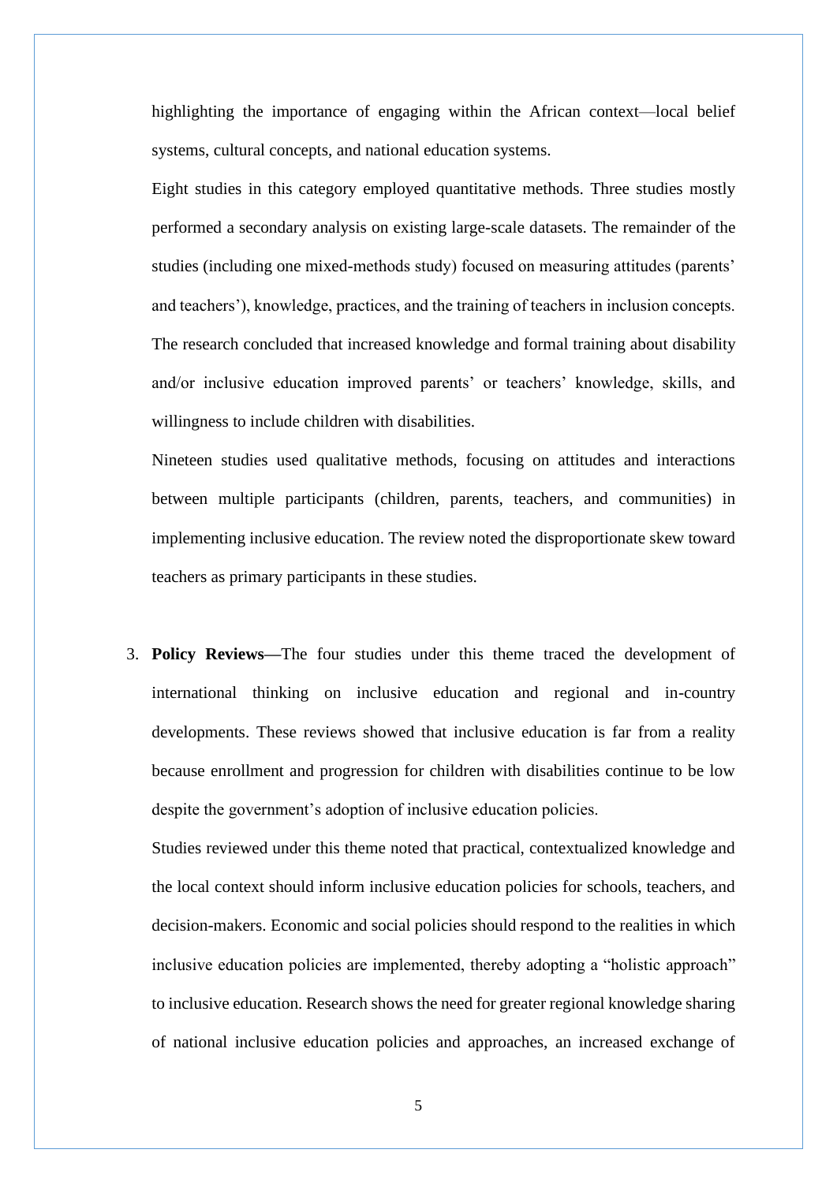highlighting the importance of engaging within the African context—local belief systems, cultural concepts, and national education systems.

Eight studies in this category employed quantitative methods. Three studies mostly performed a secondary analysis on existing large-scale datasets. The remainder of the studies (including one mixed-methods study) focused on measuring attitudes (parents' and teachers'), knowledge, practices, and the training of teachers in inclusion concepts. The research concluded that increased knowledge and formal training about disability and/or inclusive education improved parents' or teachers' knowledge, skills, and willingness to include children with disabilities.

Nineteen studies used qualitative methods, focusing on attitudes and interactions between multiple participants (children, parents, teachers, and communities) in implementing inclusive education. The review noted the disproportionate skew toward teachers as primary participants in these studies.

3. **Policy Reviews—**The four studies under this theme traced the development of international thinking on inclusive education and regional and in-country developments. These reviews showed that inclusive education is far from a reality because enrollment and progression for children with disabilities continue to be low despite the government's adoption of inclusive education policies.

   Studies reviewed under this theme noted that practical, contextualized knowledge and the local context should inform inclusive education policies for schools, teachers, and decision-makers. Economic and social policies should respond to the realities in which inclusive education policies are implemented, thereby adopting a "holistic approach" to inclusive education. Research shows the need for greater regional knowledge sharing of national inclusive education policies and approaches, an increased exchange of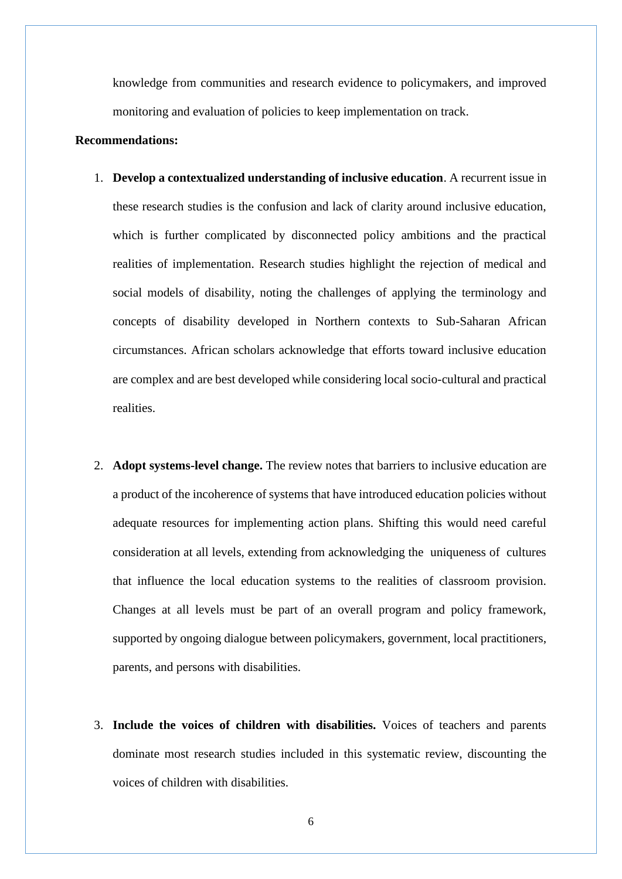knowledge from communities and research evidence to policymakers, and improved monitoring and evaluation of policies to keep implementation on track.

**Recommendations:**

1. **Develop a contextualized understanding of inclusive education**. A recurrent issue in these research studies is the confusion and lack of clarity around inclusive education, which is further complicated by disconnected policy ambitions and the practical realities of implementation. Research studies highlight the rejection of medical and social models of disability, noting the challenges of applying the terminology and concepts of disability developed in Northern contexts to Sub-Saharan African circumstances. African scholars acknowledge that efforts toward inclusive education are complex and are best developed while considering local socio-cultural and practical realities.

2. **Adopt systems-level change.** The review notes that barriers to inclusive education are a product of the incoherence of systems that have introduced education policies without adequate resources for implementing action plans. Shifting this would need careful consideration at all levels, extending from acknowledging the uniqueness of cultures that influence the local education systems to the realities of classroom provision. Changes at all levels must be part of an overall program and policy framework, supported by ongoing dialogue between policymakers, government, local practitioners, parents, and persons with disabilities.

3. **Include the voices of children with disabilities.** Voices of teachers and parents dominate most research studies included in this systematic review, discounting the voices of children with disabilities.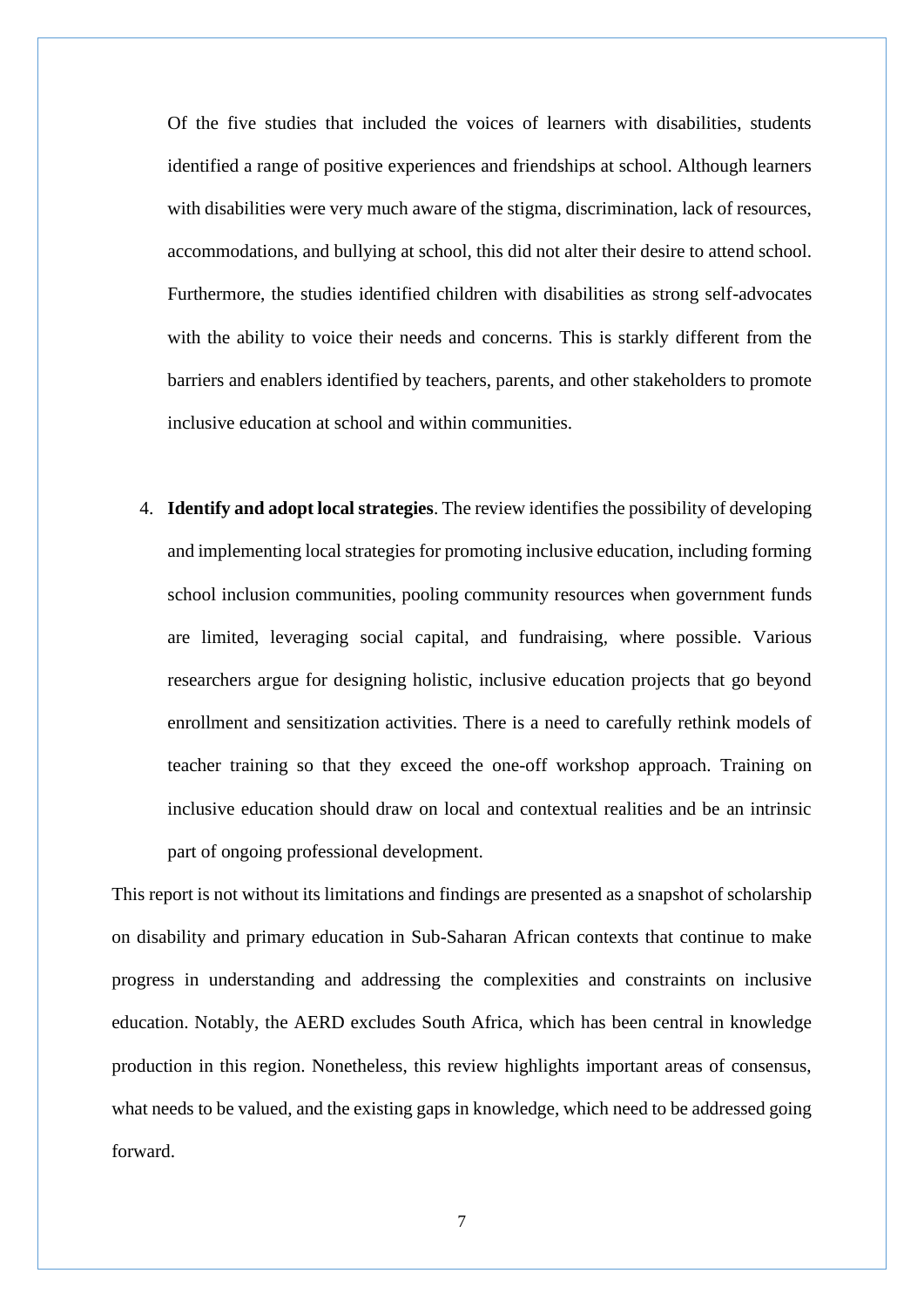Of the five studies that included the voices of learners with disabilities, students identified a range of positive experiences and friendships at school. Although learners with disabilities were very much aware of the stigma, discrimination, lack of resources, accommodations, and bullying at school, this did not alter their desire to attend school. Furthermore, the studies identified children with disabilities as strong self-advocates with the ability to voice their needs and concerns. This is starkly different from the barriers and enablers identified by teachers, parents, and other stakeholders to promote inclusive education at school and within communities.

4. **Identify and adopt local strategies**. The review identifies the possibility of developing and implementing local strategies for promoting inclusive education, including forming school inclusion communities, pooling community resources when government funds are limited, leveraging social capital, and fundraising, where possible. Various researchers argue for designing holistic, inclusive education projects that go beyond enrollment and sensitization activities. There is a need to carefully rethink models of teacher training so that they exceed the one-off workshop approach. Training on inclusive education should draw on local and contextual realities and be an intrinsic part of ongoing professional development.

This report is not without its limitations and findings are presented as a snapshot of scholarship on disability and primary education in Sub-Saharan African contexts that continue to make progress in understanding and addressing the complexities and constraints on inclusive education. Notably, the AERD excludes South Africa, which has been central in knowledge production in this region. Nonetheless, this review highlights important areas of consensus, what needs to be valued, and the existing gaps in knowledge, which need to be addressed going forward.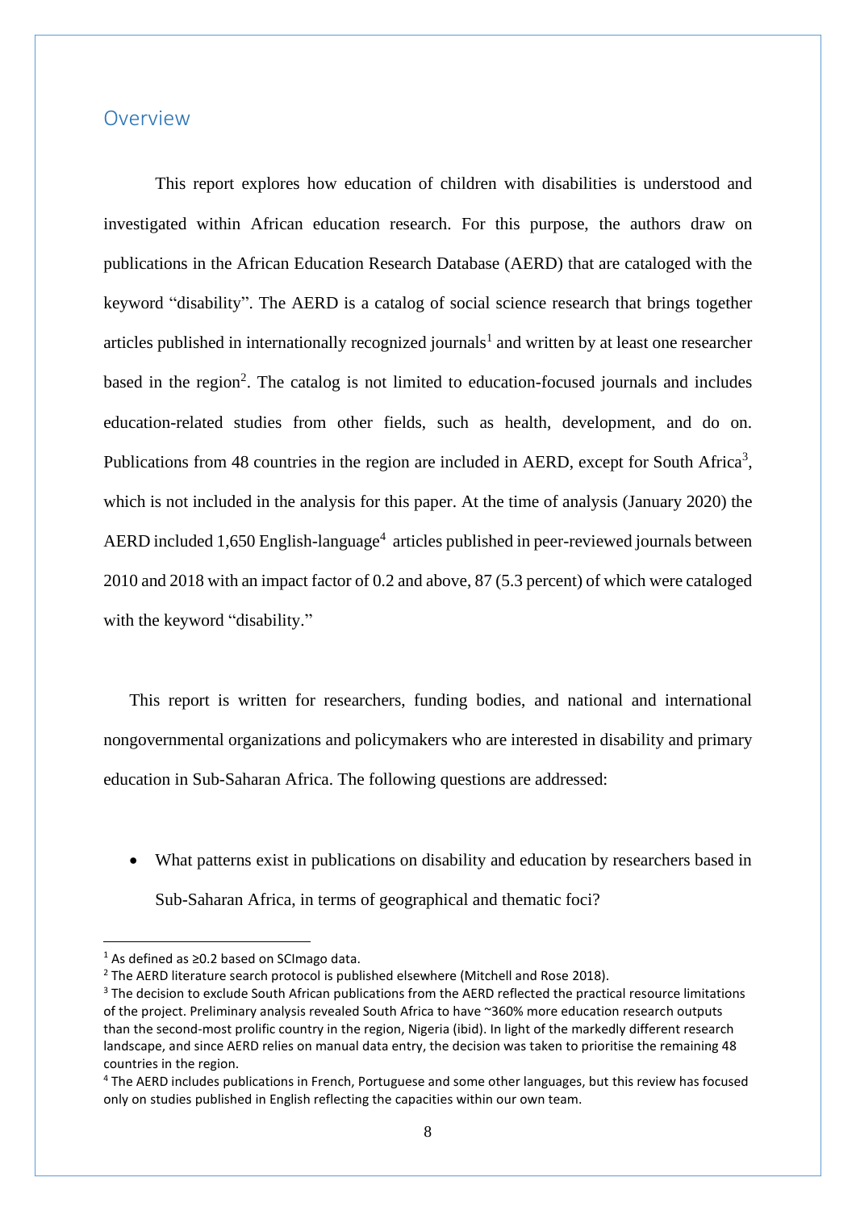## Overview

This report explores how education of children with disabilities is understood and investigated within African education research. For this purpose, the authors draw on publications in the African Education Research Database (AERD) that are cataloged with the keyword "disability". The AERD is a catalog of social science research that brings together articles published in internationally recognized journals[1] and written by at least one researcher based in the region[2]. The catalog is not limited to education-focused journals and includes education-related studies from other fields, such as health, development, and do on. Publications from 48 countries in the region are included in AERD, except for South Africa[3], which is not included in the analysis for this paper. At the time of analysis (January 2020) the AERD included 1,650 English-language[4] articles published in peer-reviewed journals between 2010 and 2018 with an impact factor of 0.2 and above, 87 (5.3 percent) of which were cataloged with the keyword "disability."

This report is written for researchers, funding bodies, and national and international nongovernmental organizations and policymakers who are interested in disability and primary education in Sub-Saharan Africa. The following questions are addressed:

- What patterns exist in publications on disability and education by researchers based in Sub-Saharan Africa, in terms of geographical and thematic foci?

---

[1] As defined as ≥0.2 based on SCImago data.

[2] The AERD literature search protocol is published elsewhere (Mitchell and Rose 2018).

[3] The decision to exclude South African publications from the AERD reflected the practical resource limitations of the project. Preliminary analysis revealed South Africa to have ~360% more education research outputs than the second-most prolific country in the region, Nigeria (ibid). In light of the markedly different research landscape, and since AERD relies on manual data entry, the decision was taken to prioritise the remaining 48 countries in the region.

[4] The AERD includes publications in French, Portuguese and some other languages, but this review has focused only on studies published in English reflecting the capacities within our own team.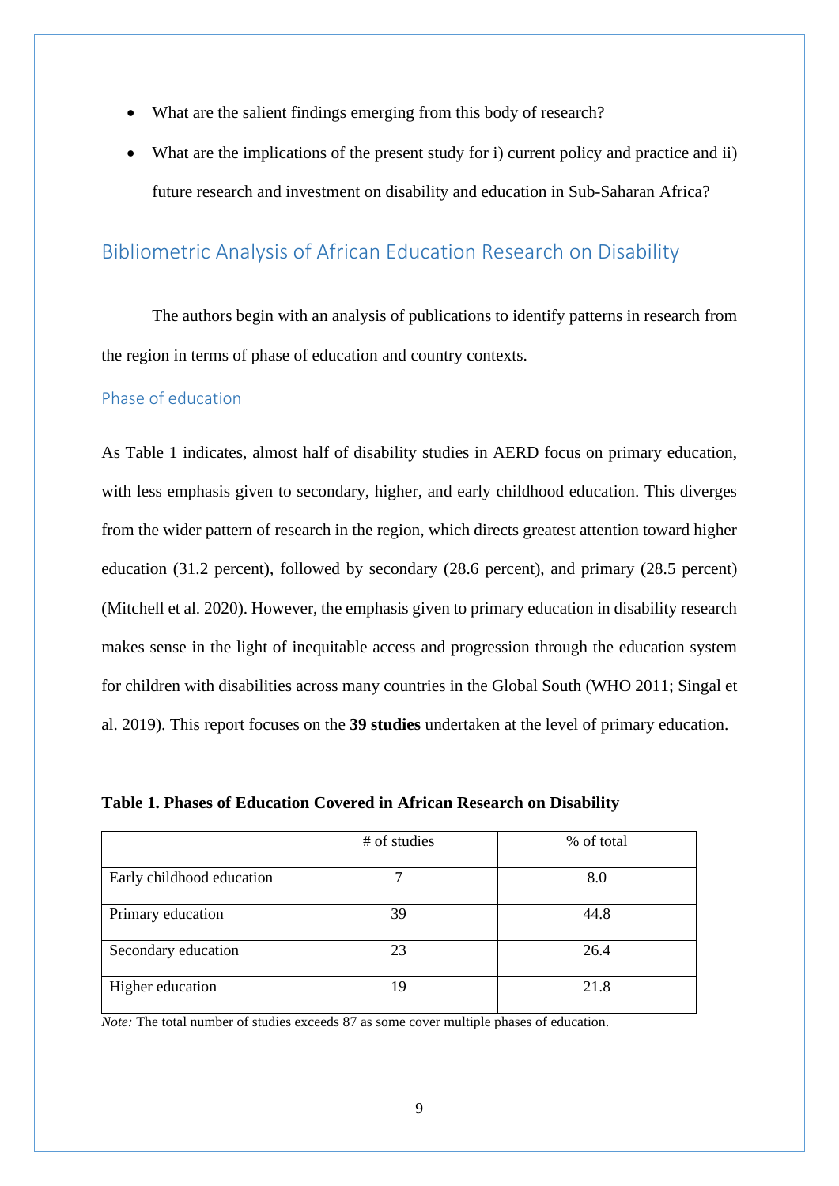- What are the salient findings emerging from this body of research?
- What are the implications of the present study for i) current policy and practice and ii) future research and investment on disability and education in Sub-Saharan Africa?

## Bibliometric Analysis of African Education Research on Disability

The authors begin with an analysis of publications to identify patterns in research from the region in terms of phase of education and country contexts.

### Phase of education

As Table 1 indicates, almost half of disability studies in AERD focus on primary education, with less emphasis given to secondary, higher, and early childhood education. This diverges from the wider pattern of research in the region, which directs greatest attention toward higher education (31.2 percent), followed by secondary (28.6 percent), and primary (28.5 percent) (Mitchell et al. 2020). However, the emphasis given to primary education in disability research makes sense in the light of inequitable access and progression through the education system for children with disabilities across many countries in the Global South (WHO 2011; Singal et al. 2019). This report focuses on the **39 studies** undertaken at the level of primary education.

**Table 1. Phases of Education Covered in African Research on Disability**

| | # of studies | % of total |
|---|---|---|
| Early childhood education | 7 | 8.0 |
| Primary education | 39 | 44.8 |
| Secondary education | 23 | 26.4 |
| Higher education | 19 | 21.8 |

*Note:* The total number of studies exceeds 87 as some cover multiple phases of education.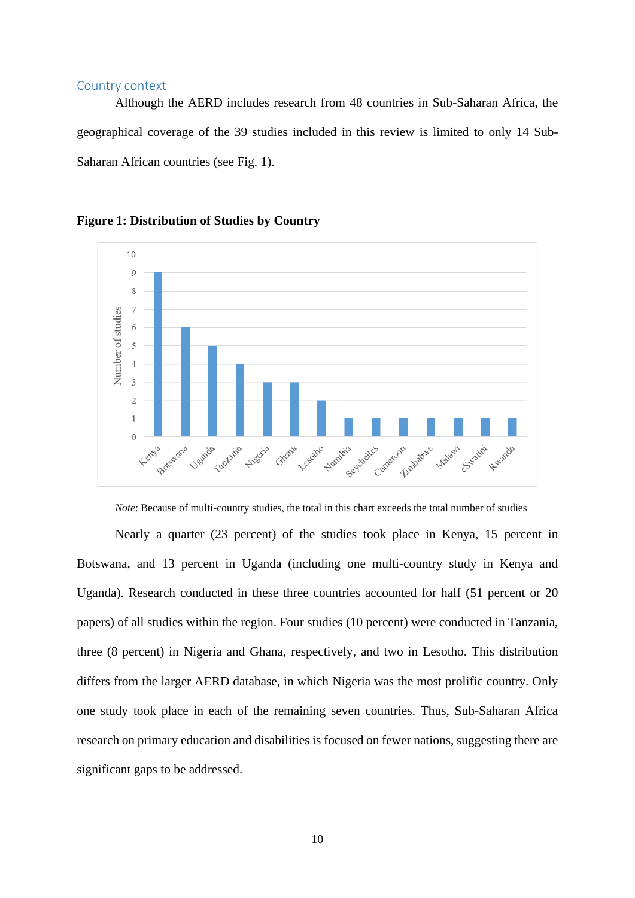## Country context

Although the AERD includes research from 48 countries in Sub-Saharan Africa, the geographical coverage of the 39 studies included in this review is limited to only 14 Sub-Saharan African countries (see Fig. 1).

**Figure 1: Distribution of Studies by Country**

*Note*: Because of multi-country studies, the total in this chart exceeds the total number of studies

Nearly a quarter (23 percent) of the studies took place in Kenya, 15 percent in Botswana, and 13 percent in Uganda (including one multi-country study in Kenya and Uganda). Research conducted in these three countries accounted for half (51 percent or 20 papers) of all studies within the region. Four studies (10 percent) were conducted in Tanzania, three (8 percent) in Nigeria and Ghana, respectively, and two in Lesotho. This distribution differs from the larger AERD database, in which Nigeria was the most prolific country. Only one study took place in each of the remaining seven countries. Thus, Sub-Saharan Africa research on primary education and disabilities is focused on fewer nations, suggesting there are significant gaps to be addressed.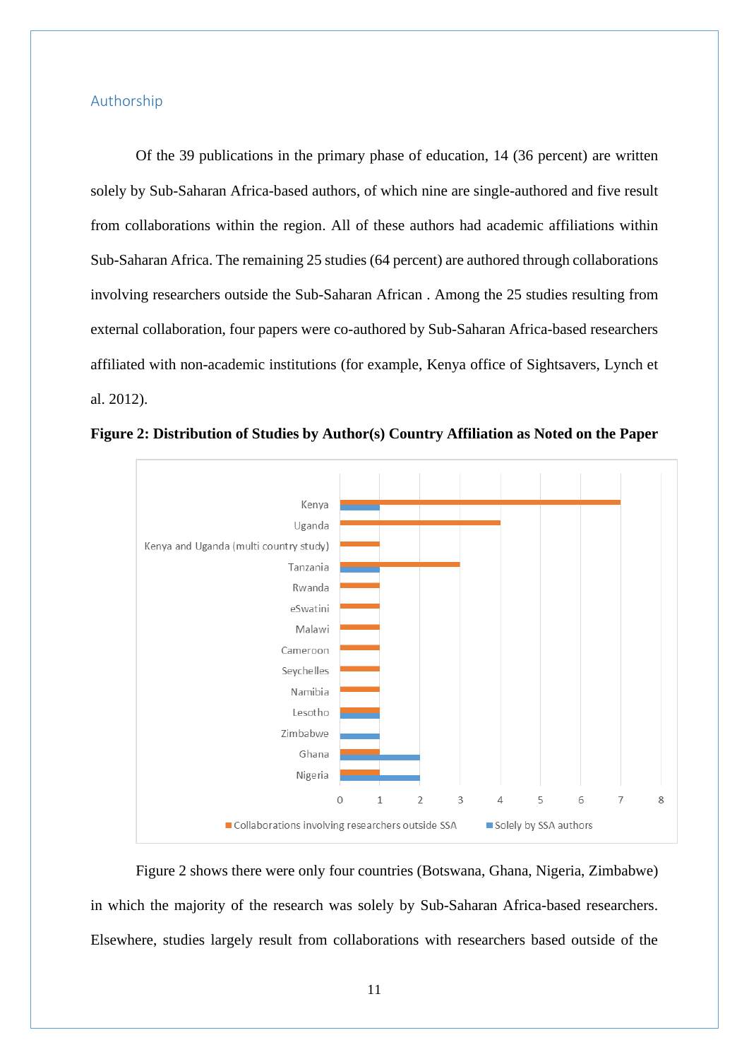## Authorship

Of the 39 publications in the primary phase of education, 14 (36 percent) are written solely by Sub-Saharan Africa-based authors, of which nine are single-authored and five result from collaborations within the region. All of these authors had academic affiliations within Sub-Saharan Africa. The remaining 25 studies (64 percent) are authored through collaborations involving researchers outside the Sub-Saharan African . Among the 25 studies resulting from external collaboration, four papers were co-authored by Sub-Saharan Africa-based researchers affiliated with non-academic institutions (for example, Kenya office of Sightsavers, Lynch et al. 2012).

**Figure 2: Distribution of Studies by Author(s) Country Affiliation as Noted on the Paper**

| Country | Collaborations involving researchers outside SSA | Solely by SSA authors |
|---|---|---|
| Kenya | 7 | 1 |
| Uganda | 4 | |
| Kenya and Uganda (multi country study) | 1 | |
| Tanzania | 3 | 1 |
| Rwanda | 1 | |
| eSwatini | 1 | |
| Malawi | 1 | |
| Cameroon | 1 | |
| Seychelles | 1 | |
| Namibia | 1 | |
| Lesotho | 1 | 1 |
| Zimbabwe | | 1 |
| Ghana | 1 | 2 |
| Nigeria | 1 | 2 |

Figure 2 shows there were only four countries (Botswana, Ghana, Nigeria, Zimbabwe) in which the majority of the research was solely by Sub-Saharan Africa-based researchers. Elsewhere, studies largely result from collaborations with researchers based outside of the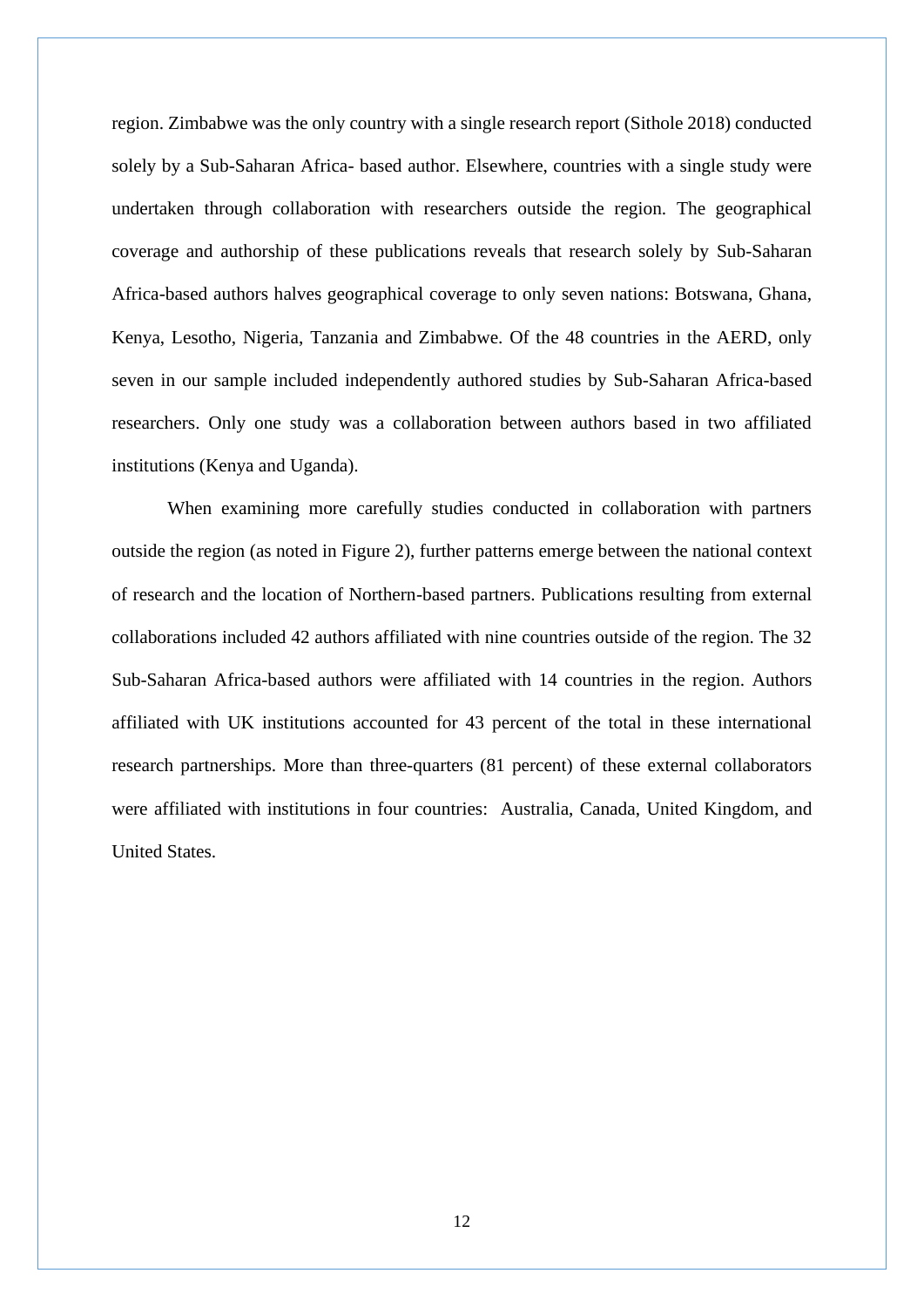region. Zimbabwe was the only country with a single research report (Sithole 2018) conducted solely by a Sub-Saharan Africa- based author. Elsewhere, countries with a single study were undertaken through collaboration with researchers outside the region. The geographical coverage and authorship of these publications reveals that research solely by Sub-Saharan Africa-based authors halves geographical coverage to only seven nations: Botswana, Ghana, Kenya, Lesotho, Nigeria, Tanzania and Zimbabwe. Of the 48 countries in the AERD, only seven in our sample included independently authored studies by Sub-Saharan Africa-based researchers. Only one study was a collaboration between authors based in two affiliated institutions (Kenya and Uganda).

When examining more carefully studies conducted in collaboration with partners outside the region (as noted in Figure 2), further patterns emerge between the national context of research and the location of Northern-based partners. Publications resulting from external collaborations included 42 authors affiliated with nine countries outside of the region. The 32 Sub-Saharan Africa-based authors were affiliated with 14 countries in the region. Authors affiliated with UK institutions accounted for 43 percent of the total in these international research partnerships. More than three-quarters (81 percent) of these external collaborators were affiliated with institutions in four countries:  Australia, Canada, United Kingdom, and United States.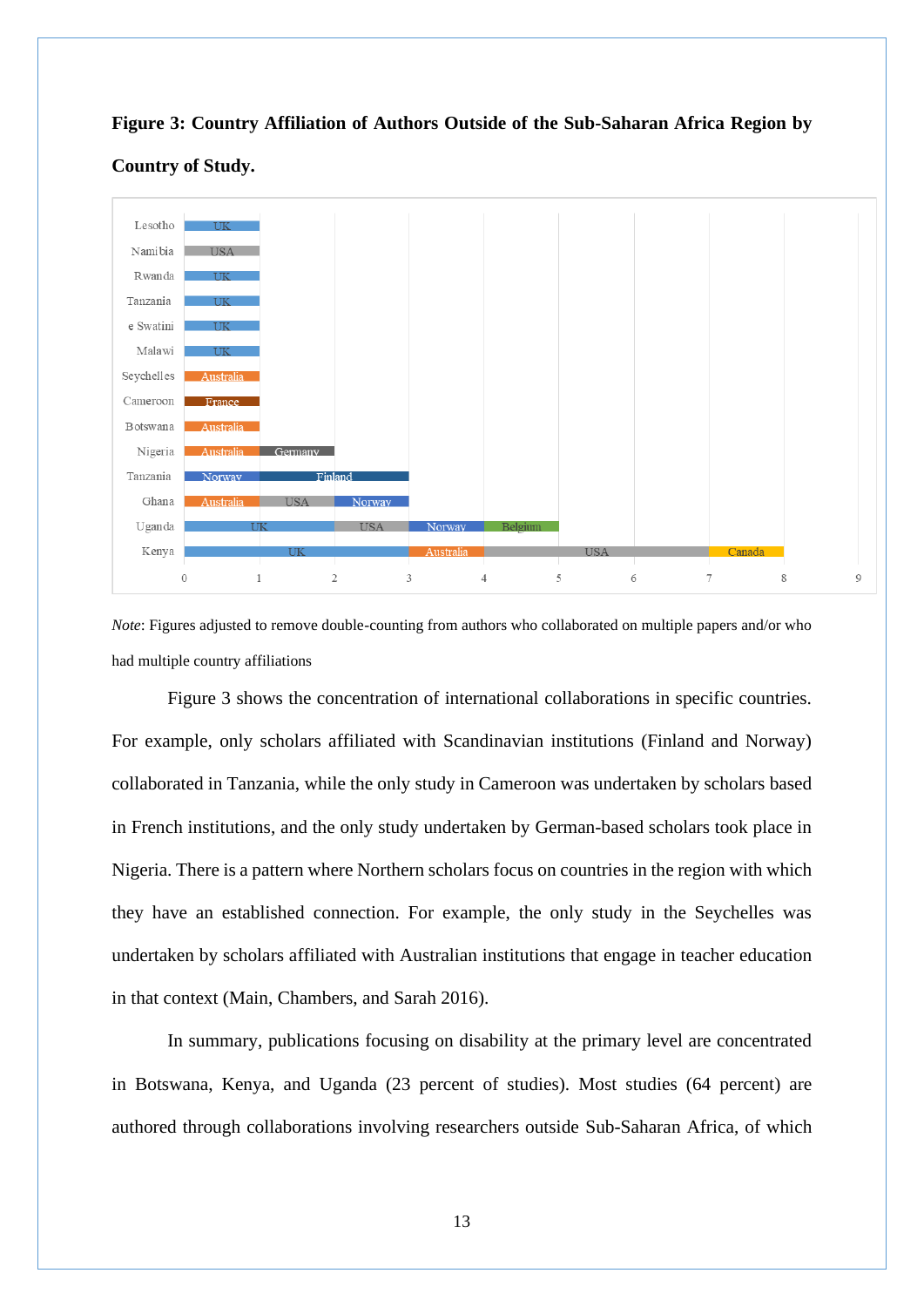**Figure 3: Country Affiliation of Authors Outside of the Sub-Saharan Africa Region by Country of Study.**

| Country of study | Affiliations (count) |
|---|---|
| Lesotho | UK (1) |
| Namibia | USA (1) |
| Rwanda | UK (1) |
| Tanzania | UK (1) |
| e Swatini | UK (1) |
| Malawi | UK (1) |
| Seychelles | Australia (1) |
| Cameroon | France (1) |
| Botswana | Australia (1) |
| Nigeria | Australia (1), Germany (1) |
| Tanzania | Norway (1), Finland (2) |
| Ghana | Australia (1), USA (1), Norway (1) |
| Uganda | UK (2), USA (1), Norway (1), Belgium (1) |
| Kenya | UK (3), Australia (1), USA (3), Canada (1) |

*Note*: Figures adjusted to remove double-counting from authors who collaborated on multiple papers and/or who had multiple country affiliations

Figure 3 shows the concentration of international collaborations in specific countries. For example, only scholars affiliated with Scandinavian institutions (Finland and Norway) collaborated in Tanzania, while the only study in Cameroon was undertaken by scholars based in French institutions, and the only study undertaken by German-based scholars took place in Nigeria. There is a pattern where Northern scholars focus on countries in the region with which they have an established connection. For example, the only study in the Seychelles was undertaken by scholars affiliated with Australian institutions that engage in teacher education in that context (Main, Chambers, and Sarah 2016).

In summary, publications focusing on disability at the primary level are concentrated in Botswana, Kenya, and Uganda (23 percent of studies). Most studies (64 percent) are authored through collaborations involving researchers outside Sub-Saharan Africa, of which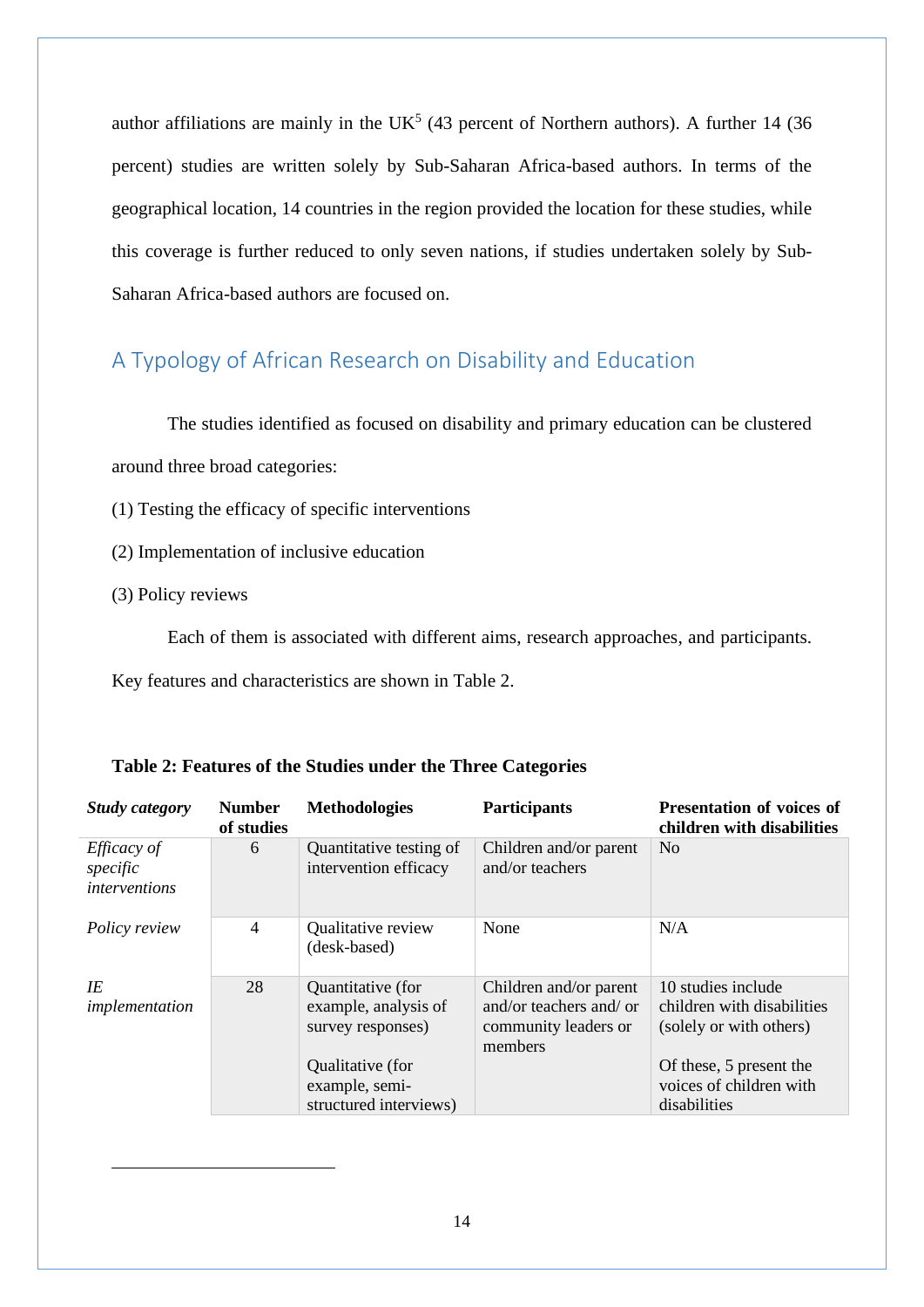author affiliations are mainly in the UK[5] (43 percent of Northern authors). A further 14 (36 percent) studies are written solely by Sub-Saharan Africa-based authors. In terms of the geographical location, 14 countries in the region provided the location for these studies, while this coverage is further reduced to only seven nations, if studies undertaken solely by Sub-Saharan Africa-based authors are focused on.

## A Typology of African Research on Disability and Education

The studies identified as focused on disability and primary education can be clustered around three broad categories:

(1) Testing the efficacy of specific interventions

(2) Implementation of inclusive education

(3) Policy reviews

Each of them is associated with different aims, research approaches, and participants. Key features and characteristics are shown in Table 2.

**Table 2: Features of the Studies under the Three Categories**

| ***Study category*** | **Number of studies** | **Methodologies** | **Participants** | **Presentation of voices of children with disabilities** |
|---|---|---|---|---|
| *Efficacy of specific interventions* | 6 | Quantitative testing of intervention efficacy | Children and/or parent and/or teachers | No |
| *Policy review* | 4 | Qualitative review (desk-based) | None | N/A |
| *IE implementation* | 28 | Quantitative (for example, analysis of survey responses)<br><br>Qualitative (for example, semi-structured interviews) | Children and/or parent and/or teachers and/ or community leaders or members | 10 studies include children with disabilities (solely or with others)<br><br>Of these, 5 present the voices of children with disabilities |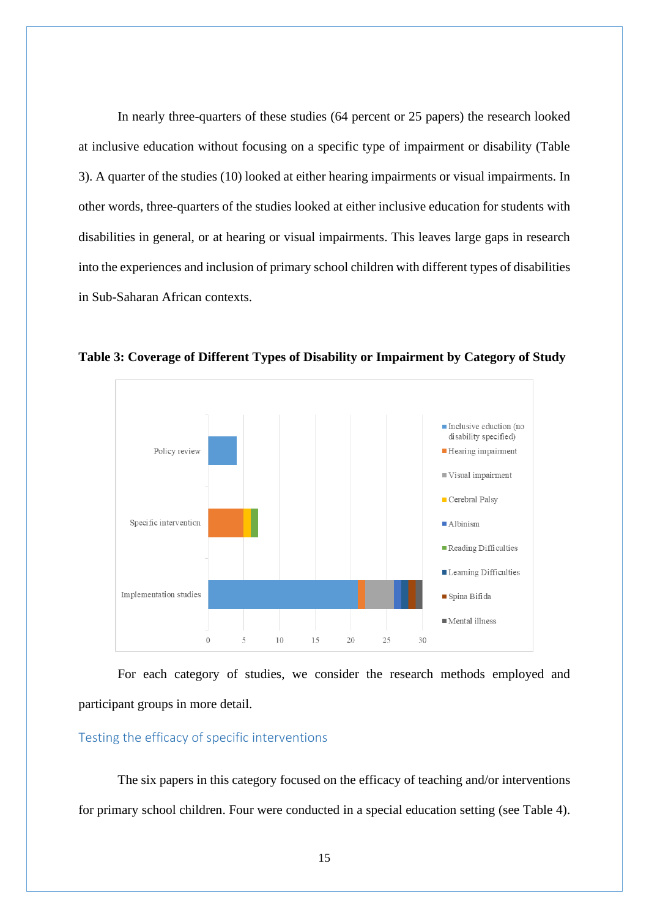In nearly three-quarters of these studies (64 percent or 25 papers) the research looked at inclusive education without focusing on a specific type of impairment or disability (Table 3). A quarter of the studies (10) looked at either hearing impairments or visual impairments. In other words, three-quarters of the studies looked at either inclusive education for students with disabilities in general, or at hearing or visual impairments. This leaves large gaps in research into the experiences and inclusion of primary school children with different types of disabilities in Sub-Saharan African contexts.

**Table 3: Coverage of Different Types of Disability or Impairment by Category of Study**

For each category of studies, we consider the research methods employed and participant groups in more detail.

## Testing the efficacy of specific interventions

The six papers in this category focused on the efficacy of teaching and/or interventions for primary school children. Four were conducted in a special education setting (see Table 4).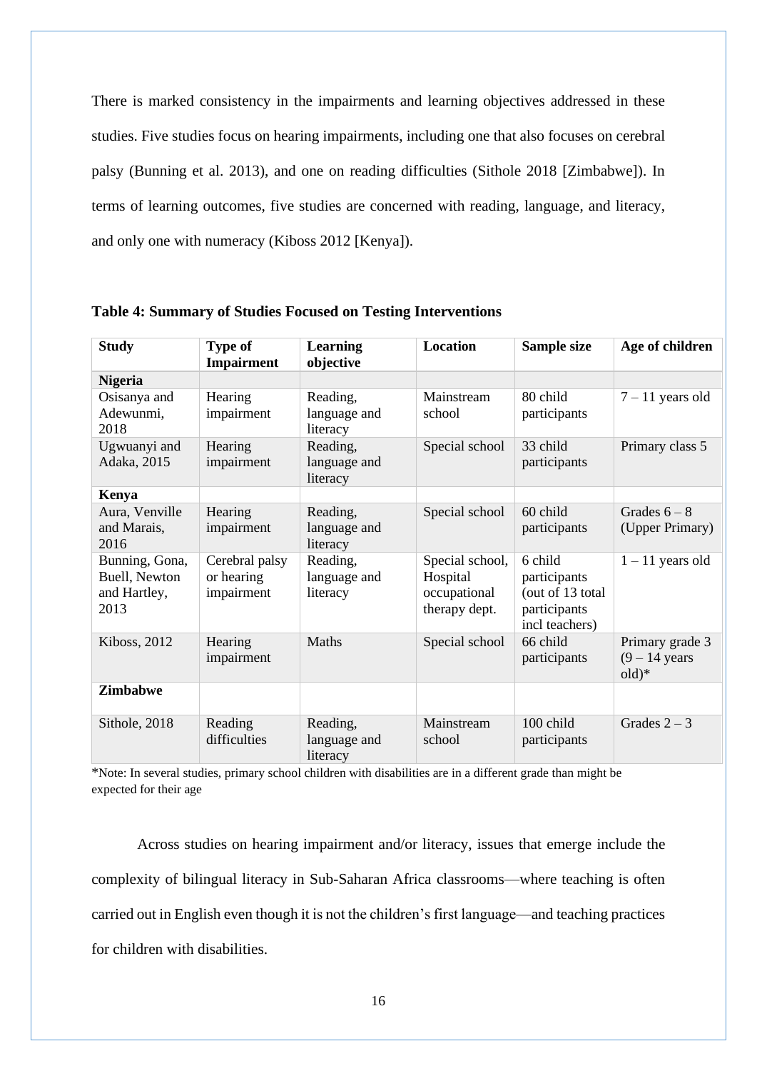There is marked consistency in the impairments and learning objectives addressed in these studies. Five studies focus on hearing impairments, including one that also focuses on cerebral palsy (Bunning et al. 2013), and one on reading difficulties (Sithole 2018 [Zimbabwe]). In terms of learning outcomes, five studies are concerned with reading, language, and literacy, and only one with numeracy (Kiboss 2012 [Kenya]).

**Table 4: Summary of Studies Focused on Testing Interventions**

| Study | Type of Impairment | Learning objective | Location | Sample size | Age of children |
|---|---|---|---|---|---|
| **Nigeria** | | | | | |
| Osisanya and Adewunmi, 2018 | Hearing impairment | Reading, language and literacy | Mainstream school | 80 child participants | 7 – 11 years old |
| Ugwuanyi and Adaka, 2015 | Hearing impairment | Reading, language and literacy | Special school | 33 child participants | Primary class 5 |
| **Kenya** | | | | | |
| Aura, Venville and Marais, 2016 | Hearing impairment | Reading, language and literacy | Special school | 60 child participants | Grades 6 – 8 (Upper Primary) |
| Bunning, Gona, Buell, Newton and Hartley, 2013 | Cerebral palsy or hearing impairment | Reading, language and literacy | Special school, Hospital occupational therapy dept. | 6 child participants (out of 13 total participants incl teachers) | 1 – 11 years old |
| Kiboss, 2012 | Hearing impairment | Maths | Special school | 66 child participants | Primary grade 3 (9 – 14 years old)* |
| **Zimbabwe** | | | | | |
| Sithole, 2018 | Reading difficulties | Reading, language and literacy | Mainstream school | 100 child participants | Grades 2 – 3 |

*Note: In several studies, primary school children with disabilities are in a different grade than might be expected for their age

Across studies on hearing impairment and/or literacy, issues that emerge include the complexity of bilingual literacy in Sub-Saharan Africa classrooms—where teaching is often carried out in English even though it is not the children's first language—and teaching practices for children with disabilities.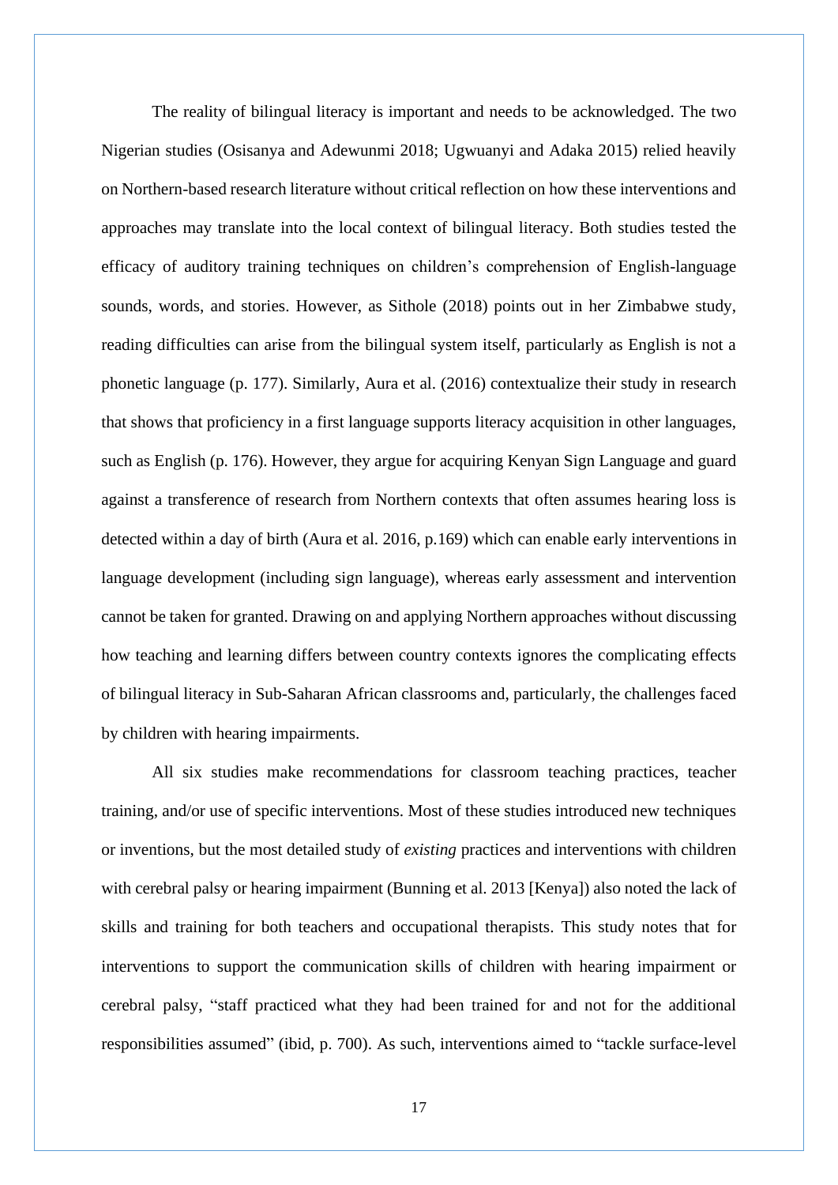The reality of bilingual literacy is important and needs to be acknowledged. The two Nigerian studies (Osisanya and Adewunmi 2018; Ugwuanyi and Adaka 2015) relied heavily on Northern-based research literature without critical reflection on how these interventions and approaches may translate into the local context of bilingual literacy. Both studies tested the efficacy of auditory training techniques on children's comprehension of English-language sounds, words, and stories. However, as Sithole (2018) points out in her Zimbabwe study, reading difficulties can arise from the bilingual system itself, particularly as English is not a phonetic language (p. 177). Similarly, Aura et al. (2016) contextualize their study in research that shows that proficiency in a first language supports literacy acquisition in other languages, such as English (p. 176). However, they argue for acquiring Kenyan Sign Language and guard against a transference of research from Northern contexts that often assumes hearing loss is detected within a day of birth (Aura et al. 2016, p.169) which can enable early interventions in language development (including sign language), whereas early assessment and intervention cannot be taken for granted. Drawing on and applying Northern approaches without discussing how teaching and learning differs between country contexts ignores the complicating effects of bilingual literacy in Sub-Saharan African classrooms and, particularly, the challenges faced by children with hearing impairments.

All six studies make recommendations for classroom teaching practices, teacher training, and/or use of specific interventions. Most of these studies introduced new techniques or inventions, but the most detailed study of *existing* practices and interventions with children with cerebral palsy or hearing impairment (Bunning et al. 2013 [Kenya]) also noted the lack of skills and training for both teachers and occupational therapists. This study notes that for interventions to support the communication skills of children with hearing impairment or cerebral palsy, "staff practiced what they had been trained for and not for the additional responsibilities assumed" (ibid, p. 700). As such, interventions aimed to "tackle surface-level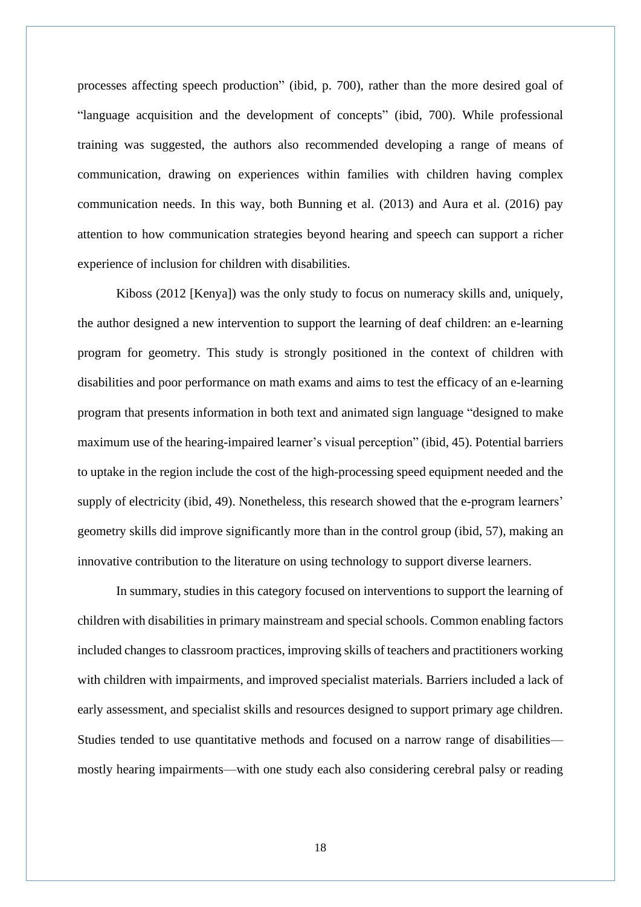processes affecting speech production" (ibid, p. 700), rather than the more desired goal of "language acquisition and the development of concepts" (ibid, 700). While professional training was suggested, the authors also recommended developing a range of means of communication, drawing on experiences within families with children having complex communication needs. In this way, both Bunning et al. (2013) and Aura et al. (2016) pay attention to how communication strategies beyond hearing and speech can support a richer experience of inclusion for children with disabilities.

Kiboss (2012 [Kenya]) was the only study to focus on numeracy skills and, uniquely, the author designed a new intervention to support the learning of deaf children: an e-learning program for geometry. This study is strongly positioned in the context of children with disabilities and poor performance on math exams and aims to test the efficacy of an e-learning program that presents information in both text and animated sign language "designed to make maximum use of the hearing-impaired learner's visual perception" (ibid, 45). Potential barriers to uptake in the region include the cost of the high-processing speed equipment needed and the supply of electricity (ibid, 49). Nonetheless, this research showed that the e-program learners' geometry skills did improve significantly more than in the control group (ibid, 57), making an innovative contribution to the literature on using technology to support diverse learners.

In summary, studies in this category focused on interventions to support the learning of children with disabilities in primary mainstream and special schools. Common enabling factors included changes to classroom practices, improving skills of teachers and practitioners working with children with impairments, and improved specialist materials. Barriers included a lack of early assessment, and specialist skills and resources designed to support primary age children. Studies tended to use quantitative methods and focused on a narrow range of disabilities—mostly hearing impairments—with one study each also considering cerebral palsy or reading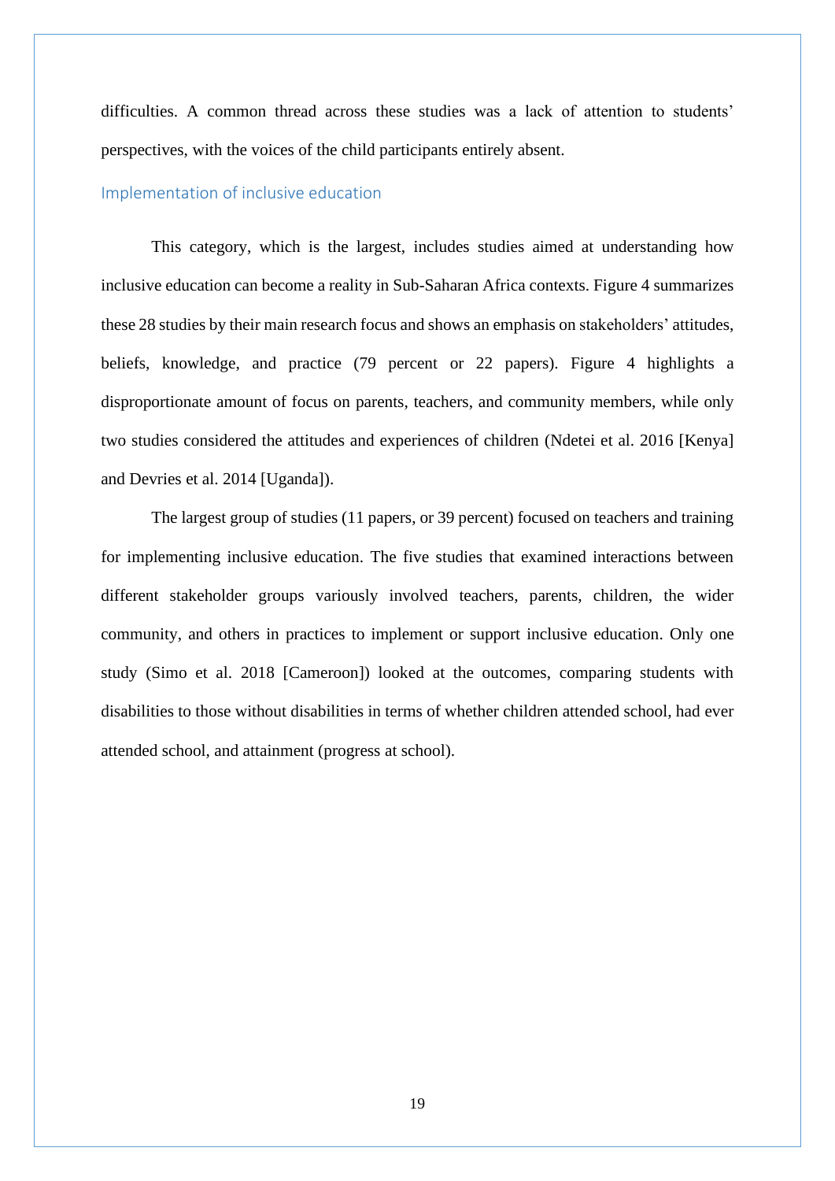difficulties. A common thread across these studies was a lack of attention to students' perspectives, with the voices of the child participants entirely absent.

## Implementation of inclusive education

This category, which is the largest, includes studies aimed at understanding how inclusive education can become a reality in Sub-Saharan Africa contexts. Figure 4 summarizes these 28 studies by their main research focus and shows an emphasis on stakeholders' attitudes, beliefs, knowledge, and practice (79 percent or 22 papers). Figure 4 highlights a disproportionate amount of focus on parents, teachers, and community members, while only two studies considered the attitudes and experiences of children (Ndetei et al. 2016 [Kenya] and Devries et al. 2014 [Uganda]).

The largest group of studies (11 papers, or 39 percent) focused on teachers and training for implementing inclusive education. The five studies that examined interactions between different stakeholder groups variously involved teachers, parents, children, the wider community, and others in practices to implement or support inclusive education. Only one study (Simo et al. 2018 [Cameroon]) looked at the outcomes, comparing students with disabilities to those without disabilities in terms of whether children attended school, had ever attended school, and attainment (progress at school).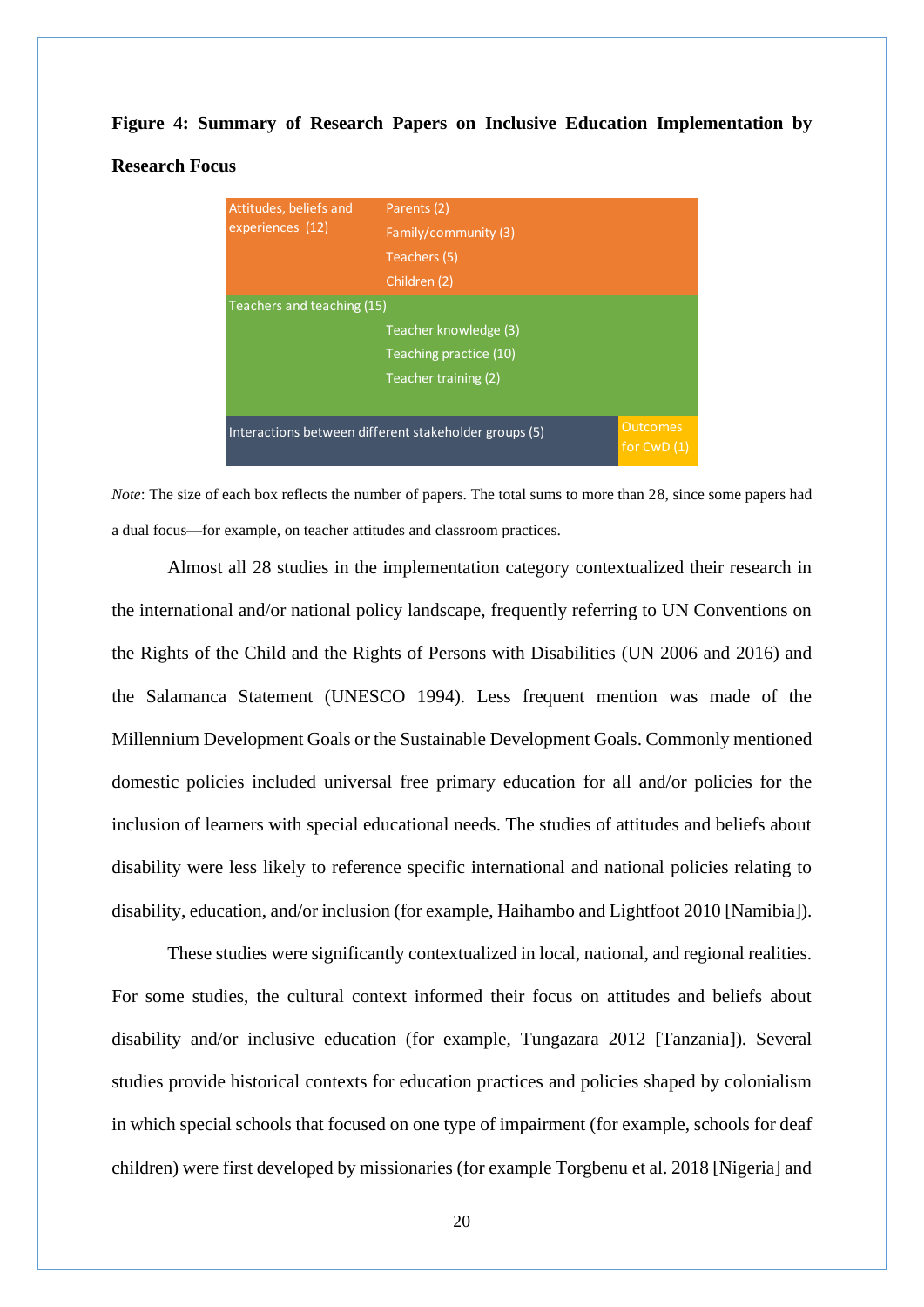**Figure 4: Summary of Research Papers on Inclusive Education Implementation by Research Focus**

| Category | Subcategory |
| --- | --- |
| Attitudes, beliefs and experiences (12) | Parents (2) |
| | Family/community (3) |
| | Teachers (5) |
| | Children (2) |
| Teachers and teaching (15) | Teacher knowledge (3) |
| | Teaching practice (10) |
| | Teacher training (2) |
| Interactions between different stakeholder groups (5) | |
| Outcomes for CwD (1) | |

*Note*: The size of each box reflects the number of papers. The total sums to more than 28, since some papers had a dual focus—for example, on teacher attitudes and classroom practices.

Almost all 28 studies in the implementation category contextualized their research in the international and/or national policy landscape, frequently referring to UN Conventions on the Rights of the Child and the Rights of Persons with Disabilities (UN 2006 and 2016) and the Salamanca Statement (UNESCO 1994). Less frequent mention was made of the Millennium Development Goals or the Sustainable Development Goals. Commonly mentioned domestic policies included universal free primary education for all and/or policies for the inclusion of learners with special educational needs. The studies of attitudes and beliefs about disability were less likely to reference specific international and national policies relating to disability, education, and/or inclusion (for example, Haihambo and Lightfoot 2010 [Namibia]).

These studies were significantly contextualized in local, national, and regional realities. For some studies, the cultural context informed their focus on attitudes and beliefs about disability and/or inclusive education (for example, Tungazara 2012 [Tanzania]). Several studies provide historical contexts for education practices and policies shaped by colonialism in which special schools that focused on one type of impairment (for example, schools for deaf children) were first developed by missionaries (for example Torgbenu et al. 2018 [Nigeria] and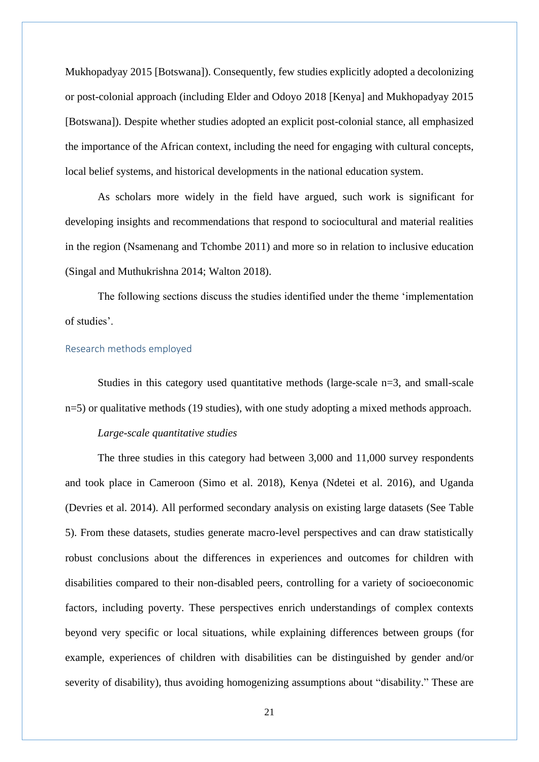Mukhopadyay 2015 [Botswana]). Consequently, few studies explicitly adopted a decolonizing or post-colonial approach (including Elder and Odoyo 2018 [Kenya] and Mukhopadyay 2015 [Botswana]). Despite whether studies adopted an explicit post-colonial stance, all emphasized the importance of the African context, including the need for engaging with cultural concepts, local belief systems, and historical developments in the national education system.

As scholars more widely in the field have argued, such work is significant for developing insights and recommendations that respond to sociocultural and material realities in the region (Nsamenang and Tchombe 2011) and more so in relation to inclusive education (Singal and Muthukrishna 2014; Walton 2018).

The following sections discuss the studies identified under the theme 'implementation of studies'.

## Research methods employed

Studies in this category used quantitative methods (large-scale n=3, and small-scale n=5) or qualitative methods (19 studies), with one study adopting a mixed methods approach.

*Large-scale quantitative studies*

The three studies in this category had between 3,000 and 11,000 survey respondents and took place in Cameroon (Simo et al. 2018), Kenya (Ndetei et al. 2016), and Uganda (Devries et al. 2014). All performed secondary analysis on existing large datasets (See Table 5). From these datasets, studies generate macro-level perspectives and can draw statistically robust conclusions about the differences in experiences and outcomes for children with disabilities compared to their non-disabled peers, controlling for a variety of socioeconomic factors, including poverty. These perspectives enrich understandings of complex contexts beyond very specific or local situations, while explaining differences between groups (for example, experiences of children with disabilities can be distinguished by gender and/or severity of disability), thus avoiding homogenizing assumptions about "disability." These are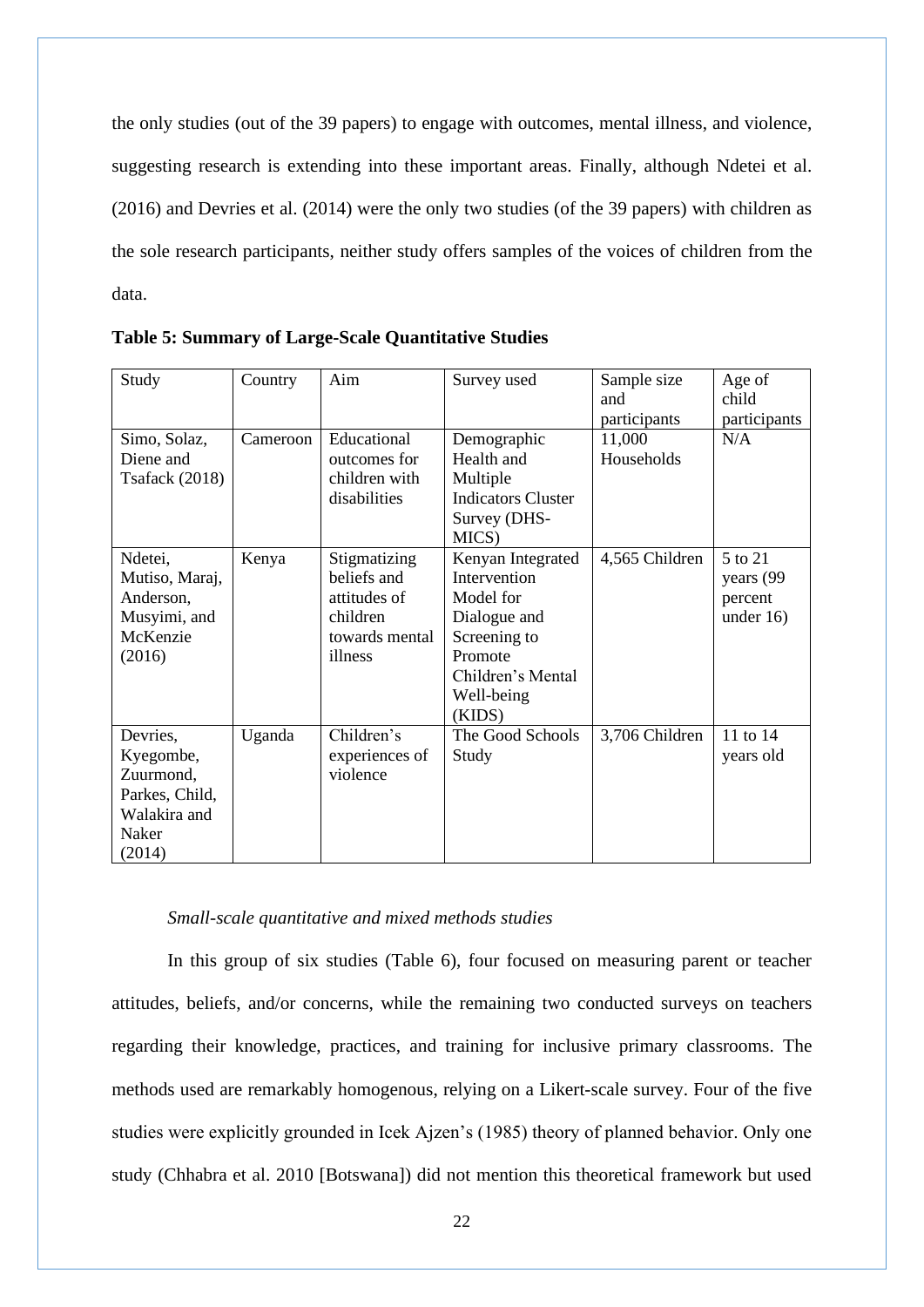the only studies (out of the 39 papers) to engage with outcomes, mental illness, and violence, suggesting research is extending into these important areas. Finally, although Ndetei et al. (2016) and Devries et al. (2014) were the only two studies (of the 39 papers) with children as the sole research participants, neither study offers samples of the voices of children from the data.

**Table 5: Summary of Large-Scale Quantitative Studies**

| Study | Country | Aim | Survey used | Sample size and participants | Age of child participants |
|---|---|---|---|---|---|
| Simo, Solaz, Diene and Tsafack (2018) | Cameroon | Educational outcomes for children with disabilities | Demographic Health and Multiple Indicators Cluster Survey (DHS-MICS) | 11,000 Households | N/A |
| Ndetei, Mutiso, Maraj, Anderson, Musyimi, and McKenzie (2016) | Kenya | Stigmatizing beliefs and attitudes of children towards mental illness | Kenyan Integrated Intervention Model for Dialogue and Screening to Promote Children's Mental Well-being (KIDS) | 4,565 Children | 5 to 21 years (99 percent under 16) |
| Devries, Kyegombe, Zuurmond, Parkes, Child, Walakira and Naker (2014) | Uganda | Children's experiences of violence | The Good Schools Study | 3,706 Children | 11 to 14 years old |

*Small-scale quantitative and mixed methods studies*

In this group of six studies (Table 6), four focused on measuring parent or teacher attitudes, beliefs, and/or concerns, while the remaining two conducted surveys on teachers regarding their knowledge, practices, and training for inclusive primary classrooms. The methods used are remarkably homogenous, relying on a Likert-scale survey. Four of the five studies were explicitly grounded in Icek Ajzen's (1985) theory of planned behavior. Only one study (Chhabra et al. 2010 [Botswana]) did not mention this theoretical framework but used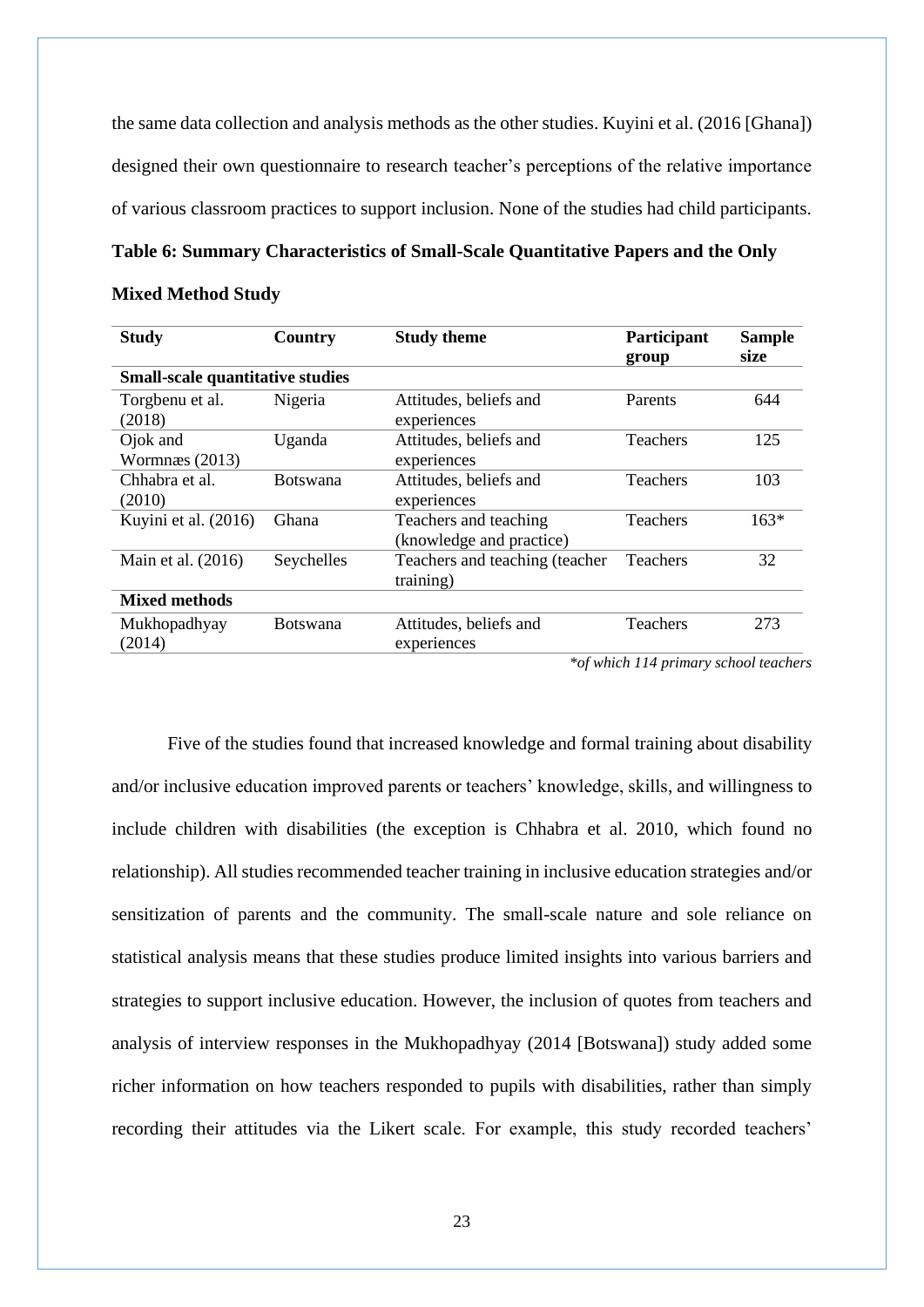the same data collection and analysis methods as the other studies. Kuyini et al. (2016 [Ghana]) designed their own questionnaire to research teacher's perceptions of the relative importance of various classroom practices to support inclusion. None of the studies had child participants.

**Table 6: Summary Characteristics of Small-Scale Quantitative Papers and the Only Mixed Method Study**

| Study | Country | Study theme | Participant group | Sample size |
|---|---|---|---|---|
| **Small-scale quantitative studies** | | | | |
| Torgbenu et al. (2018) | Nigeria | Attitudes, beliefs and experiences | Parents | 644 |
| Ojok and Wormnæs (2013) | Uganda | Attitudes, beliefs and experiences | Teachers | 125 |
| Chhabra et al. (2010) | Botswana | Attitudes, beliefs and experiences | Teachers | 103 |
| Kuyini et al. (2016) | Ghana | Teachers and teaching (knowledge and practice) | Teachers | 163* |
| Main et al. (2016) | Seychelles | Teachers and teaching (teacher training) | Teachers | 32 |
| **Mixed methods** | | | | |
| Mukhopadhyay (2014) | Botswana | Attitudes, beliefs and experiences | Teachers | 273 |

*\*of which 114 primary school teachers*

Five of the studies found that increased knowledge and formal training about disability and/or inclusive education improved parents or teachers' knowledge, skills, and willingness to include children with disabilities (the exception is Chhabra et al. 2010, which found no relationship). All studies recommended teacher training in inclusive education strategies and/or sensitization of parents and the community. The small-scale nature and sole reliance on statistical analysis means that these studies produce limited insights into various barriers and strategies to support inclusive education. However, the inclusion of quotes from teachers and analysis of interview responses in the Mukhopadhyay (2014 [Botswana]) study added some richer information on how teachers responded to pupils with disabilities, rather than simply recording their attitudes via the Likert scale. For example, this study recorded teachers'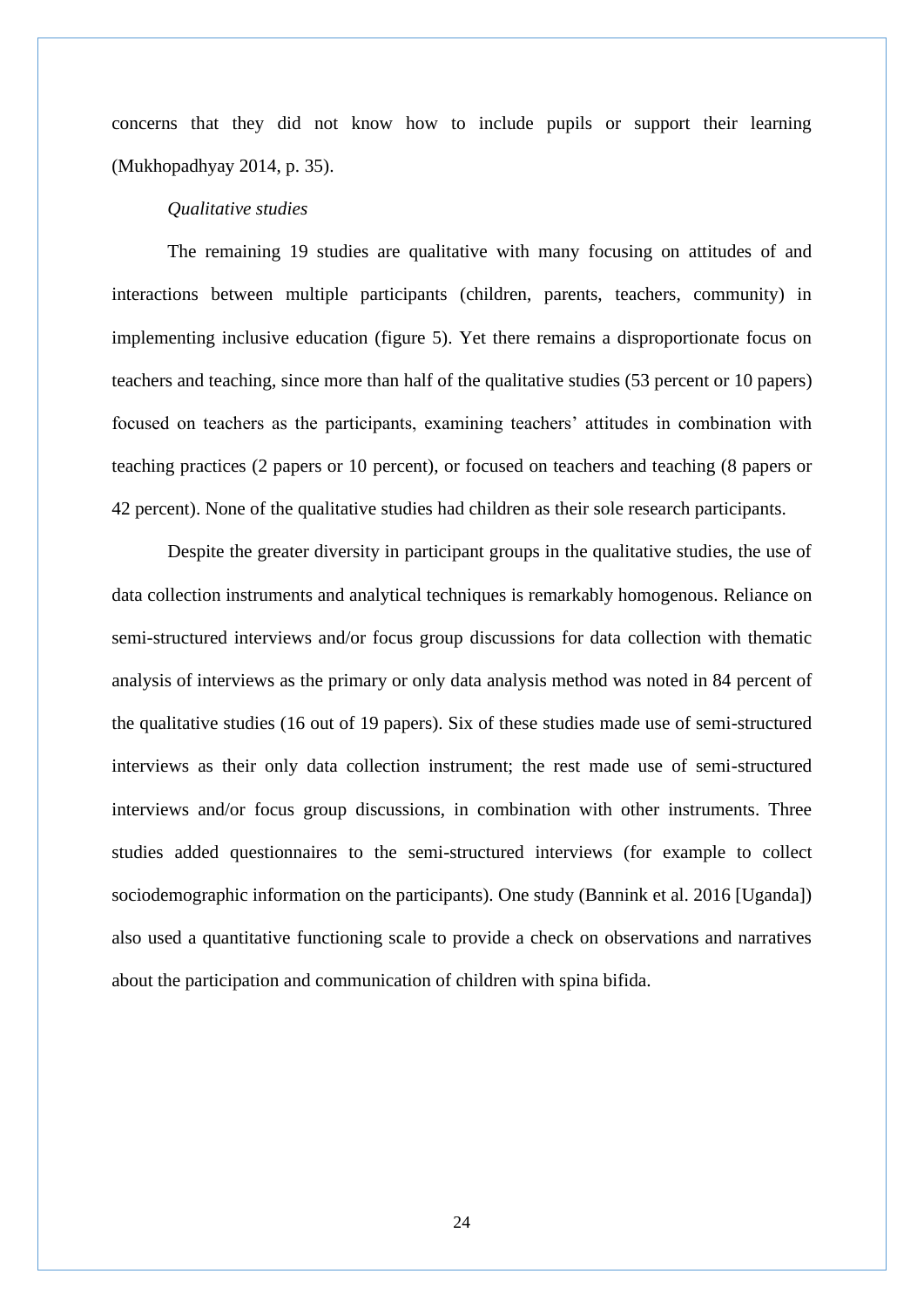concerns that they did not know how to include pupils or support their learning (Mukhopadhyay 2014, p. 35).

*Qualitative studies*

The remaining 19 studies are qualitative with many focusing on attitudes of and interactions between multiple participants (children, parents, teachers, community) in implementing inclusive education (figure 5). Yet there remains a disproportionate focus on teachers and teaching, since more than half of the qualitative studies (53 percent or 10 papers) focused on teachers as the participants, examining teachers' attitudes in combination with teaching practices (2 papers or 10 percent), or focused on teachers and teaching (8 papers or 42 percent). None of the qualitative studies had children as their sole research participants.

Despite the greater diversity in participant groups in the qualitative studies, the use of data collection instruments and analytical techniques is remarkably homogenous. Reliance on semi-structured interviews and/or focus group discussions for data collection with thematic analysis of interviews as the primary or only data analysis method was noted in 84 percent of the qualitative studies (16 out of 19 papers). Six of these studies made use of semi-structured interviews as their only data collection instrument; the rest made use of semi-structured interviews and/or focus group discussions, in combination with other instruments. Three studies added questionnaires to the semi-structured interviews (for example to collect sociodemographic information on the participants). One study (Bannink et al. 2016 [Uganda]) also used a quantitative functioning scale to provide a check on observations and narratives about the participation and communication of children with spina bifida.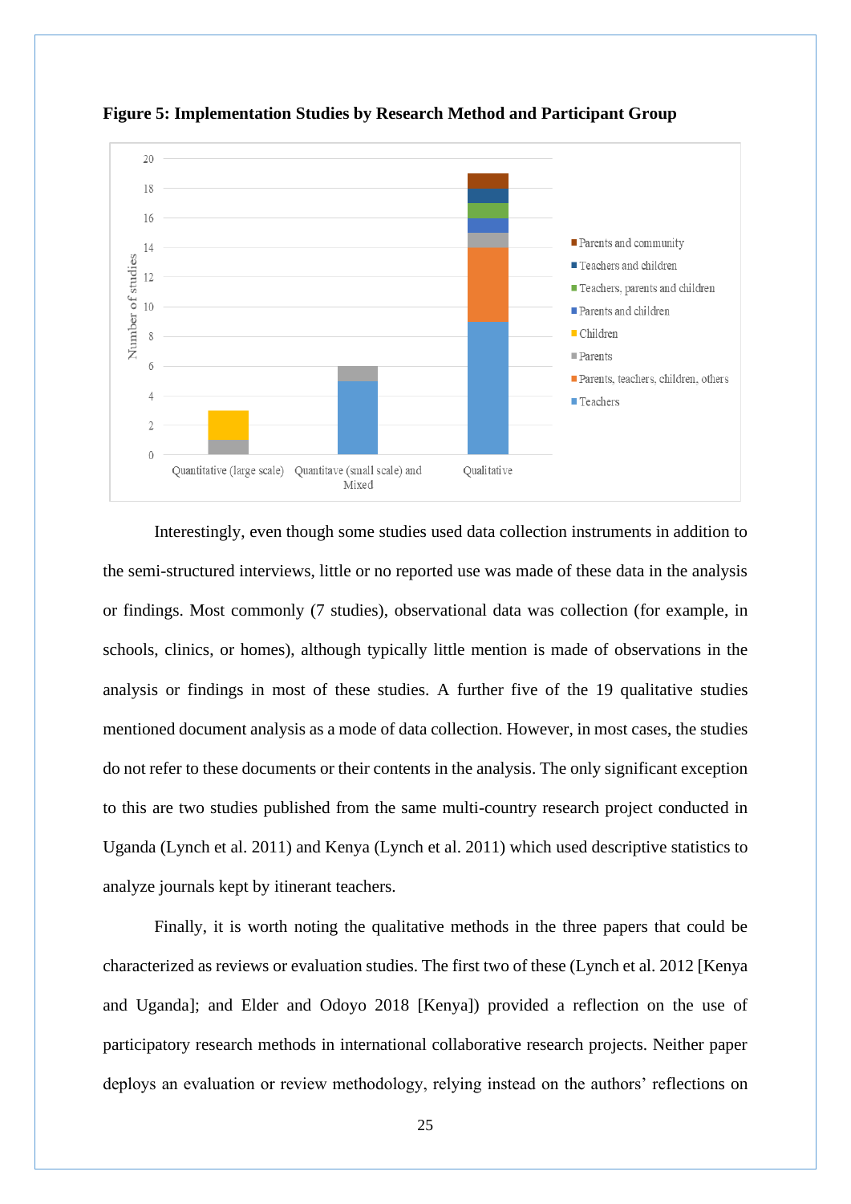**Figure 5: Implementation Studies by Research Method and Participant Group**

Interestingly, even though some studies used data collection instruments in addition to the semi-structured interviews, little or no reported use was made of these data in the analysis or findings. Most commonly (7 studies), observational data was collection (for example, in schools, clinics, or homes), although typically little mention is made of observations in the analysis or findings in most of these studies. A further five of the 19 qualitative studies mentioned document analysis as a mode of data collection. However, in most cases, the studies do not refer to these documents or their contents in the analysis. The only significant exception to this are two studies published from the same multi-country research project conducted in Uganda (Lynch et al. 2011) and Kenya (Lynch et al. 2011) which used descriptive statistics to analyze journals kept by itinerant teachers.

Finally, it is worth noting the qualitative methods in the three papers that could be characterized as reviews or evaluation studies. The first two of these (Lynch et al. 2012 [Kenya and Uganda]; and Elder and Odoyo 2018 [Kenya]) provided a reflection on the use of participatory research methods in international collaborative research projects. Neither paper deploys an evaluation or review methodology, relying instead on the authors' reflections on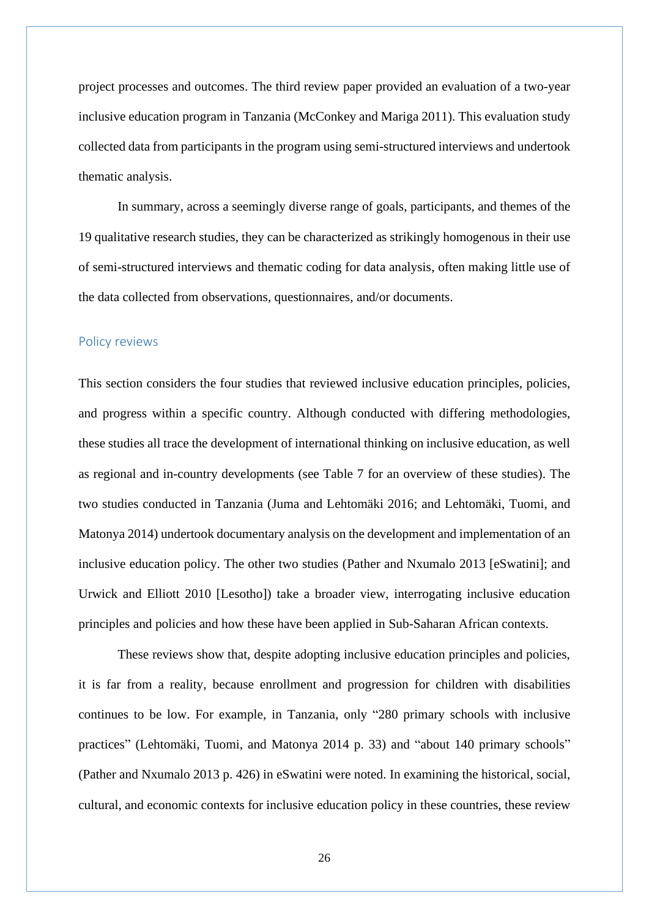project processes and outcomes. The third review paper provided an evaluation of a two-year inclusive education program in Tanzania (McConkey and Mariga 2011). This evaluation study collected data from participants in the program using semi-structured interviews and undertook thematic analysis.

In summary, across a seemingly diverse range of goals, participants, and themes of the 19 qualitative research studies, they can be characterized as strikingly homogenous in their use of semi-structured interviews and thematic coding for data analysis, often making little use of the data collected from observations, questionnaires, and/or documents.

## Policy reviews

This section considers the four studies that reviewed inclusive education principles, policies, and progress within a specific country. Although conducted with differing methodologies, these studies all trace the development of international thinking on inclusive education, as well as regional and in-country developments (see Table 7 for an overview of these studies). The two studies conducted in Tanzania (Juma and Lehtomäki 2016; and Lehtomäki, Tuomi, and Matonya 2014) undertook documentary analysis on the development and implementation of an inclusive education policy. The other two studies (Pather and Nxumalo 2013 [eSwatini]; and Urwick and Elliott 2010 [Lesotho]) take a broader view, interrogating inclusive education principles and policies and how these have been applied in Sub-Saharan African contexts.

These reviews show that, despite adopting inclusive education principles and policies, it is far from a reality, because enrollment and progression for children with disabilities continues to be low. For example, in Tanzania, only "280 primary schools with inclusive practices" (Lehtomäki, Tuomi, and Matonya 2014 p. 33) and "about 140 primary schools" (Pather and Nxumalo 2013 p. 426) in eSwatini were noted. In examining the historical, social, cultural, and economic contexts for inclusive education policy in these countries, these review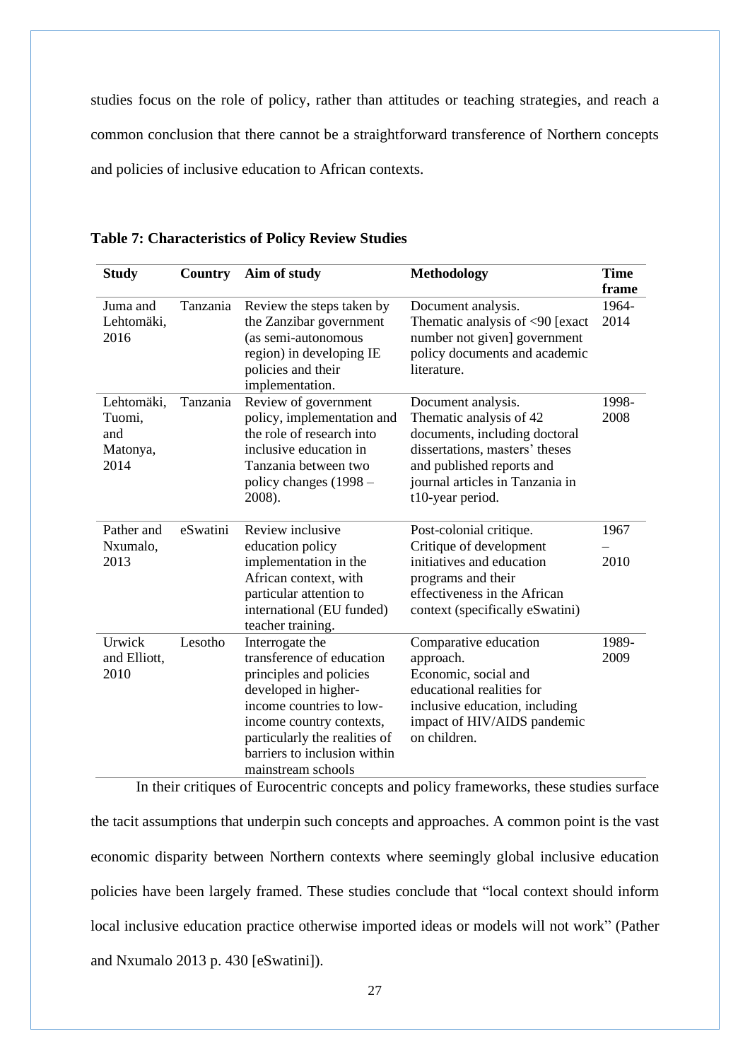studies focus on the role of policy, rather than attitudes or teaching strategies, and reach a common conclusion that there cannot be a straightforward transference of Northern concepts and policies of inclusive education to African contexts.

**Table 7: Characteristics of Policy Review Studies**

| Study | Country | Aim of study | Methodology | Time frame |
|---|---|---|---|---|
| Juma and Lehtomäki, 2016 | Tanzania | Review the steps taken by the Zanzibar government (as semi-autonomous region) in developing IE policies and their implementation. | Document analysis. Thematic analysis of <90 [exact number not given] government policy documents and academic literature. | 1964-2014 |
| Lehtomäki, Tuomi, and Matonya, 2014 | Tanzania | Review of government policy, implementation and the role of research into inclusive education in Tanzania between two policy changes (1998 – 2008). | Document analysis. Thematic analysis of 42 documents, including doctoral dissertations, masters' theses and published reports and journal articles in Tanzania in t10-year period. | 1998-2008 |
| Pather and Nxumalo, 2013 | eSwatini | Review inclusive education policy implementation in the African context, with particular attention to international (EU funded) teacher training. | Post-colonial critique. Critique of development initiatives and education programs and their effectiveness in the African context (specifically eSwatini) | 1967 – 2010 |
| Urwick and Elliott, 2010 | Lesotho | Interrogate the transference of education principles and policies developed in higher-income countries to low-income country contexts, particularly the realities of barriers to inclusion within mainstream schools | Comparative education approach. Economic, social and educational realities for inclusive education, including impact of HIV/AIDS pandemic on children. | 1989-2009 |

In their critiques of Eurocentric concepts and policy frameworks, these studies surface the tacit assumptions that underpin such concepts and approaches. A common point is the vast economic disparity between Northern contexts where seemingly global inclusive education policies have been largely framed. These studies conclude that "local context should inform local inclusive education practice otherwise imported ideas or models will not work" (Pather and Nxumalo 2013 p. 430 [eSwatini]).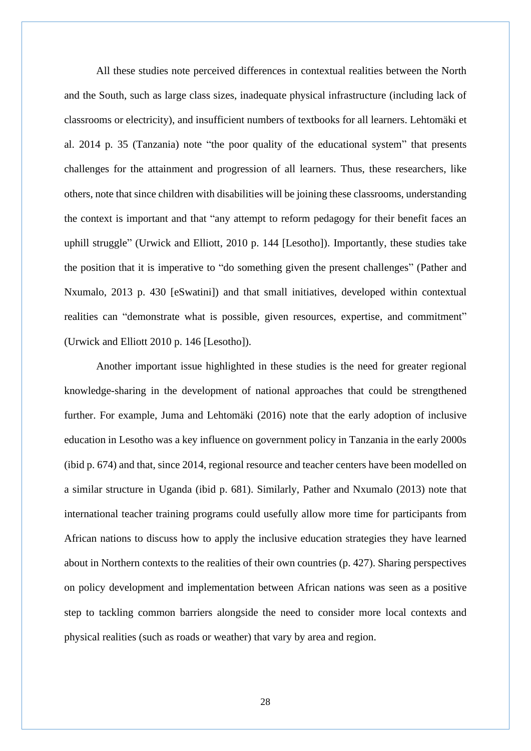All these studies note perceived differences in contextual realities between the North and the South, such as large class sizes, inadequate physical infrastructure (including lack of classrooms or electricity), and insufficient numbers of textbooks for all learners. Lehtomäki et al. 2014 p. 35 (Tanzania) note "the poor quality of the educational system" that presents challenges for the attainment and progression of all learners. Thus, these researchers, like others, note that since children with disabilities will be joining these classrooms, understanding the context is important and that "any attempt to reform pedagogy for their benefit faces an uphill struggle" (Urwick and Elliott, 2010 p. 144 [Lesotho]). Importantly, these studies take the position that it is imperative to "do something given the present challenges" (Pather and Nxumalo, 2013 p. 430 [eSwatini]) and that small initiatives, developed within contextual realities can "demonstrate what is possible, given resources, expertise, and commitment" (Urwick and Elliott 2010 p. 146 [Lesotho]).

Another important issue highlighted in these studies is the need for greater regional knowledge-sharing in the development of national approaches that could be strengthened further. For example, Juma and Lehtomäki (2016) note that the early adoption of inclusive education in Lesotho was a key influence on government policy in Tanzania in the early 2000s (ibid p. 674) and that, since 2014, regional resource and teacher centers have been modelled on a similar structure in Uganda (ibid p. 681). Similarly, Pather and Nxumalo (2013) note that international teacher training programs could usefully allow more time for participants from African nations to discuss how to apply the inclusive education strategies they have learned about in Northern contexts to the realities of their own countries (p. 427). Sharing perspectives on policy development and implementation between African nations was seen as a positive step to tackling common barriers alongside the need to consider more local contexts and physical realities (such as roads or weather) that vary by area and region.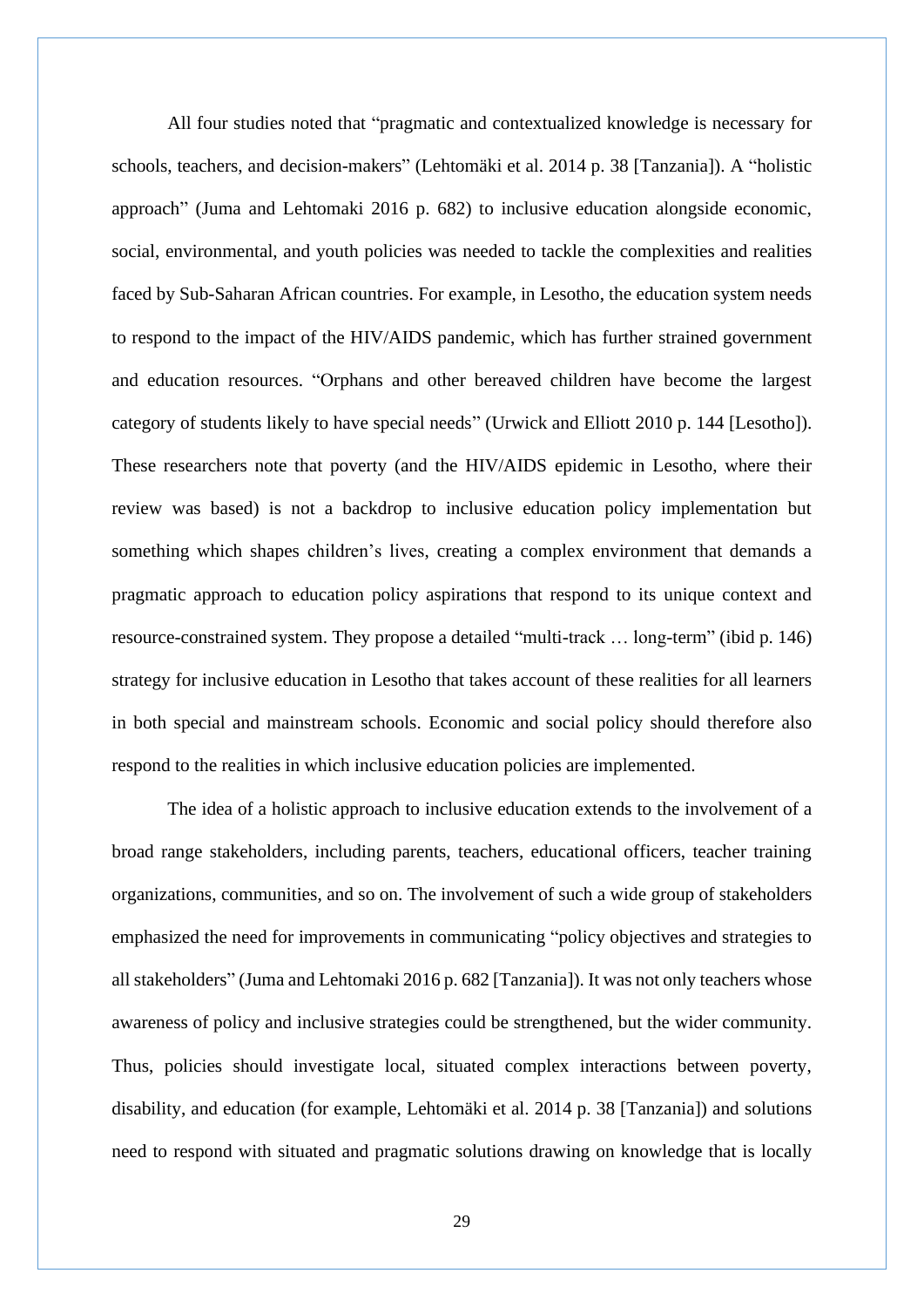All four studies noted that "pragmatic and contextualized knowledge is necessary for schools, teachers, and decision-makers" (Lehtomäki et al. 2014 p. 38 [Tanzania]). A "holistic approach" (Juma and Lehtomaki 2016 p. 682) to inclusive education alongside economic, social, environmental, and youth policies was needed to tackle the complexities and realities faced by Sub-Saharan African countries. For example, in Lesotho, the education system needs to respond to the impact of the HIV/AIDS pandemic, which has further strained government and education resources. "Orphans and other bereaved children have become the largest category of students likely to have special needs" (Urwick and Elliott 2010 p. 144 [Lesotho]). These researchers note that poverty (and the HIV/AIDS epidemic in Lesotho, where their review was based) is not a backdrop to inclusive education policy implementation but something which shapes children's lives, creating a complex environment that demands a pragmatic approach to education policy aspirations that respond to its unique context and resource-constrained system. They propose a detailed "multi-track … long-term" (ibid p. 146) strategy for inclusive education in Lesotho that takes account of these realities for all learners in both special and mainstream schools. Economic and social policy should therefore also respond to the realities in which inclusive education policies are implemented.

The idea of a holistic approach to inclusive education extends to the involvement of a broad range stakeholders, including parents, teachers, educational officers, teacher training organizations, communities, and so on. The involvement of such a wide group of stakeholders emphasized the need for improvements in communicating "policy objectives and strategies to all stakeholders" (Juma and Lehtomaki 2016 p. 682 [Tanzania]). It was not only teachers whose awareness of policy and inclusive strategies could be strengthened, but the wider community. Thus, policies should investigate local, situated complex interactions between poverty, disability, and education (for example, Lehtomäki et al. 2014 p. 38 [Tanzania]) and solutions need to respond with situated and pragmatic solutions drawing on knowledge that is locally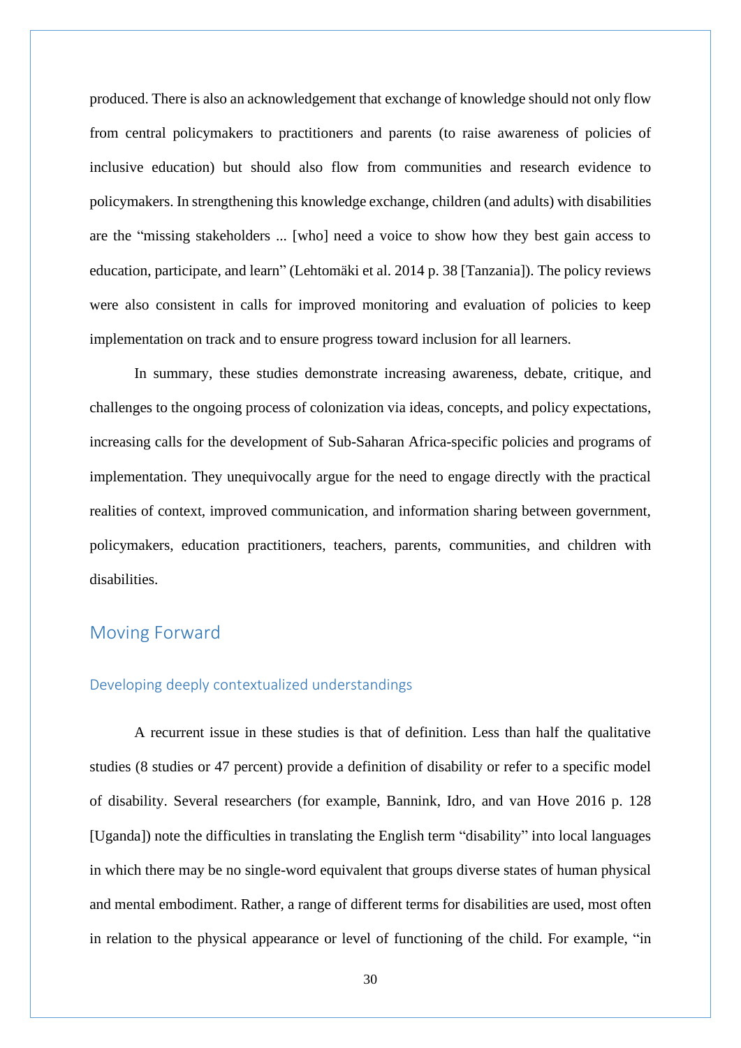produced. There is also an acknowledgement that exchange of knowledge should not only flow from central policymakers to practitioners and parents (to raise awareness of policies of inclusive education) but should also flow from communities and research evidence to policymakers. In strengthening this knowledge exchange, children (and adults) with disabilities are the "missing stakeholders ... [who] need a voice to show how they best gain access to education, participate, and learn" (Lehtomäki et al. 2014 p. 38 [Tanzania]). The policy reviews were also consistent in calls for improved monitoring and evaluation of policies to keep implementation on track and to ensure progress toward inclusion for all learners.

In summary, these studies demonstrate increasing awareness, debate, critique, and challenges to the ongoing process of colonization via ideas, concepts, and policy expectations, increasing calls for the development of Sub-Saharan Africa-specific policies and programs of implementation. They unequivocally argue for the need to engage directly with the practical realities of context, improved communication, and information sharing between government, policymakers, education practitioners, teachers, parents, communities, and children with disabilities.

## Moving Forward

### Developing deeply contextualized understandings

A recurrent issue in these studies is that of definition. Less than half the qualitative studies (8 studies or 47 percent) provide a definition of disability or refer to a specific model of disability. Several researchers (for example, Bannink, Idro, and van Hove 2016 p. 128 [Uganda]) note the difficulties in translating the English term "disability" into local languages in which there may be no single-word equivalent that groups diverse states of human physical and mental embodiment. Rather, a range of different terms for disabilities are used, most often in relation to the physical appearance or level of functioning of the child. For example, "in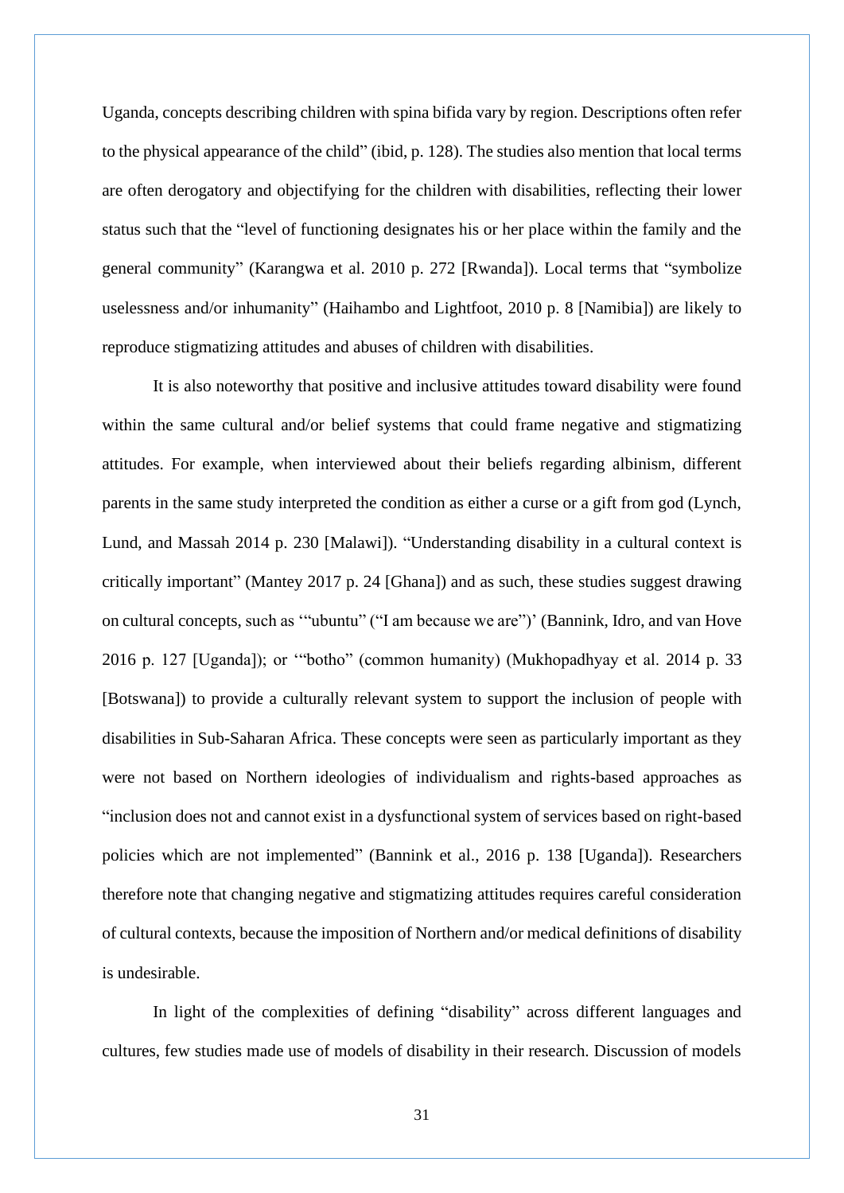Uganda, concepts describing children with spina bifida vary by region. Descriptions often refer to the physical appearance of the child" (ibid, p. 128). The studies also mention that local terms are often derogatory and objectifying for the children with disabilities, reflecting their lower status such that the "level of functioning designates his or her place within the family and the general community" (Karangwa et al. 2010 p. 272 [Rwanda]). Local terms that "symbolize uselessness and/or inhumanity" (Haihambo and Lightfoot, 2010 p. 8 [Namibia]) are likely to reproduce stigmatizing attitudes and abuses of children with disabilities.

It is also noteworthy that positive and inclusive attitudes toward disability were found within the same cultural and/or belief systems that could frame negative and stigmatizing attitudes. For example, when interviewed about their beliefs regarding albinism, different parents in the same study interpreted the condition as either a curse or a gift from god (Lynch, Lund, and Massah 2014 p. 230 [Malawi]). "Understanding disability in a cultural context is critically important" (Mantey 2017 p. 24 [Ghana]) and as such, these studies suggest drawing on cultural concepts, such as '"ubuntu" ("I am because we are")' (Bannink, Idro, and van Hove 2016 p. 127 [Uganda]); or '"botho" (common humanity) (Mukhopadhyay et al. 2014 p. 33 [Botswana]) to provide a culturally relevant system to support the inclusion of people with disabilities in Sub-Saharan Africa. These concepts were seen as particularly important as they were not based on Northern ideologies of individualism and rights-based approaches as "inclusion does not and cannot exist in a dysfunctional system of services based on right-based policies which are not implemented" (Bannink et al., 2016 p. 138 [Uganda]). Researchers therefore note that changing negative and stigmatizing attitudes requires careful consideration of cultural contexts, because the imposition of Northern and/or medical definitions of disability is undesirable.

In light of the complexities of defining "disability" across different languages and cultures, few studies made use of models of disability in their research. Discussion of models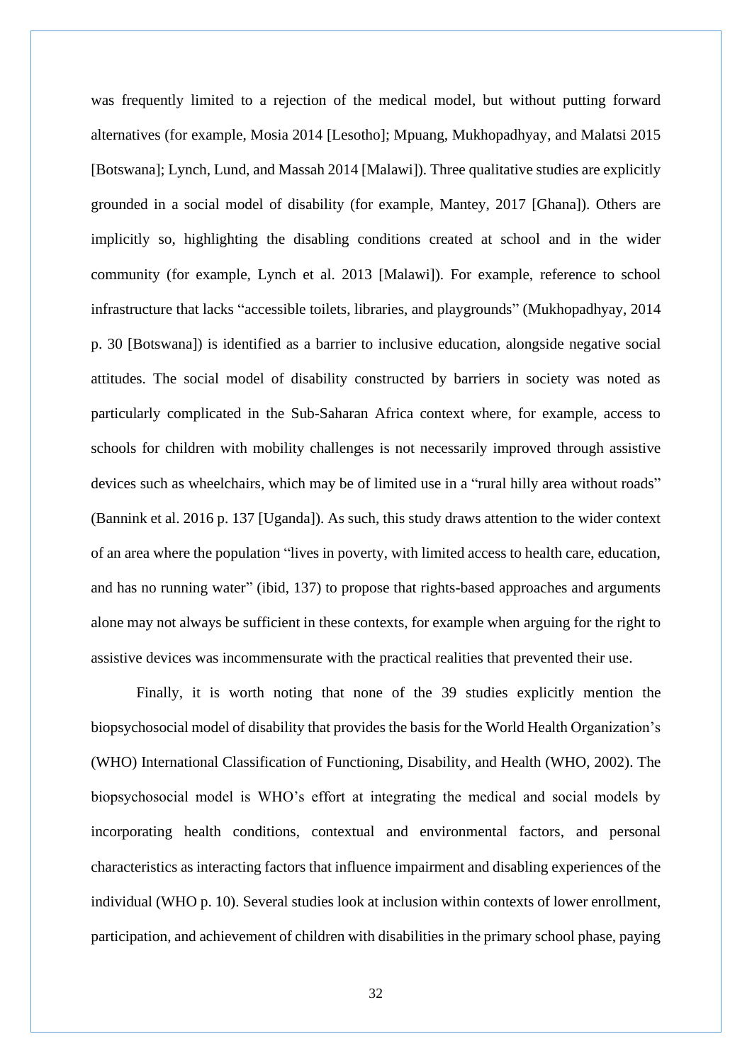was frequently limited to a rejection of the medical model, but without putting forward alternatives (for example, Mosia 2014 [Lesotho]; Mpuang, Mukhopadhyay, and Malatsi 2015 [Botswana]; Lynch, Lund, and Massah 2014 [Malawi]). Three qualitative studies are explicitly grounded in a social model of disability (for example, Mantey, 2017 [Ghana]). Others are implicitly so, highlighting the disabling conditions created at school and in the wider community (for example, Lynch et al. 2013 [Malawi]). For example, reference to school infrastructure that lacks "accessible toilets, libraries, and playgrounds" (Mukhopadhyay, 2014 p. 30 [Botswana]) is identified as a barrier to inclusive education, alongside negative social attitudes. The social model of disability constructed by barriers in society was noted as particularly complicated in the Sub-Saharan Africa context where, for example, access to schools for children with mobility challenges is not necessarily improved through assistive devices such as wheelchairs, which may be of limited use in a "rural hilly area without roads" (Bannink et al. 2016 p. 137 [Uganda]). As such, this study draws attention to the wider context of an area where the population "lives in poverty, with limited access to health care, education, and has no running water" (ibid, 137) to propose that rights-based approaches and arguments alone may not always be sufficient in these contexts, for example when arguing for the right to assistive devices was incommensurate with the practical realities that prevented their use.

Finally, it is worth noting that none of the 39 studies explicitly mention the biopsychosocial model of disability that provides the basis for the World Health Organization's (WHO) International Classification of Functioning, Disability, and Health (WHO, 2002). The biopsychosocial model is WHO's effort at integrating the medical and social models by incorporating health conditions, contextual and environmental factors, and personal characteristics as interacting factors that influence impairment and disabling experiences of the individual (WHO p. 10). Several studies look at inclusion within contexts of lower enrollment, participation, and achievement of children with disabilities in the primary school phase, paying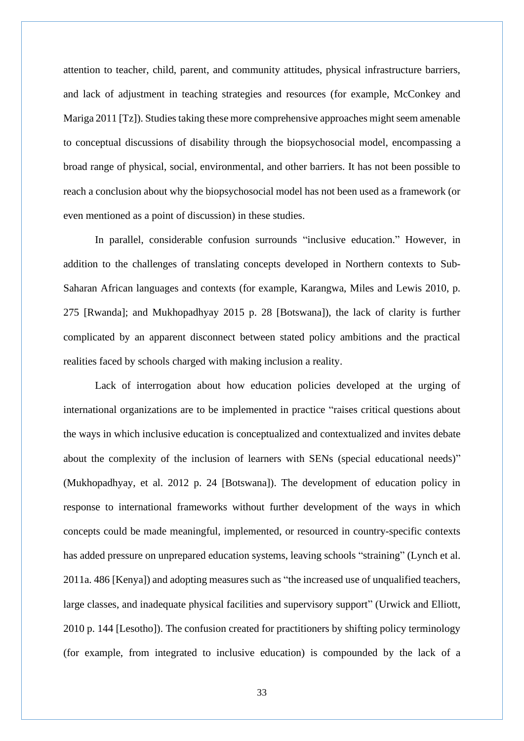attention to teacher, child, parent, and community attitudes, physical infrastructure barriers, and lack of adjustment in teaching strategies and resources (for example, McConkey and Mariga 2011 [Tz]). Studies taking these more comprehensive approaches might seem amenable to conceptual discussions of disability through the biopsychosocial model, encompassing a broad range of physical, social, environmental, and other barriers. It has not been possible to reach a conclusion about why the biopsychosocial model has not been used as a framework (or even mentioned as a point of discussion) in these studies.

In parallel, considerable confusion surrounds "inclusive education." However, in addition to the challenges of translating concepts developed in Northern contexts to Sub-Saharan African languages and contexts (for example, Karangwa, Miles and Lewis 2010, p. 275 [Rwanda]; and Mukhopadhyay 2015 p. 28 [Botswana]), the lack of clarity is further complicated by an apparent disconnect between stated policy ambitions and the practical realities faced by schools charged with making inclusion a reality.

Lack of interrogation about how education policies developed at the urging of international organizations are to be implemented in practice "raises critical questions about the ways in which inclusive education is conceptualized and contextualized and invites debate about the complexity of the inclusion of learners with SENs (special educational needs)" (Mukhopadhyay, et al. 2012 p. 24 [Botswana]). The development of education policy in response to international frameworks without further development of the ways in which concepts could be made meaningful, implemented, or resourced in country-specific contexts has added pressure on unprepared education systems, leaving schools "straining" (Lynch et al. 2011a. 486 [Kenya]) and adopting measures such as "the increased use of unqualified teachers, large classes, and inadequate physical facilities and supervisory support" (Urwick and Elliott, 2010 p. 144 [Lesotho]). The confusion created for practitioners by shifting policy terminology (for example, from integrated to inclusive education) is compounded by the lack of a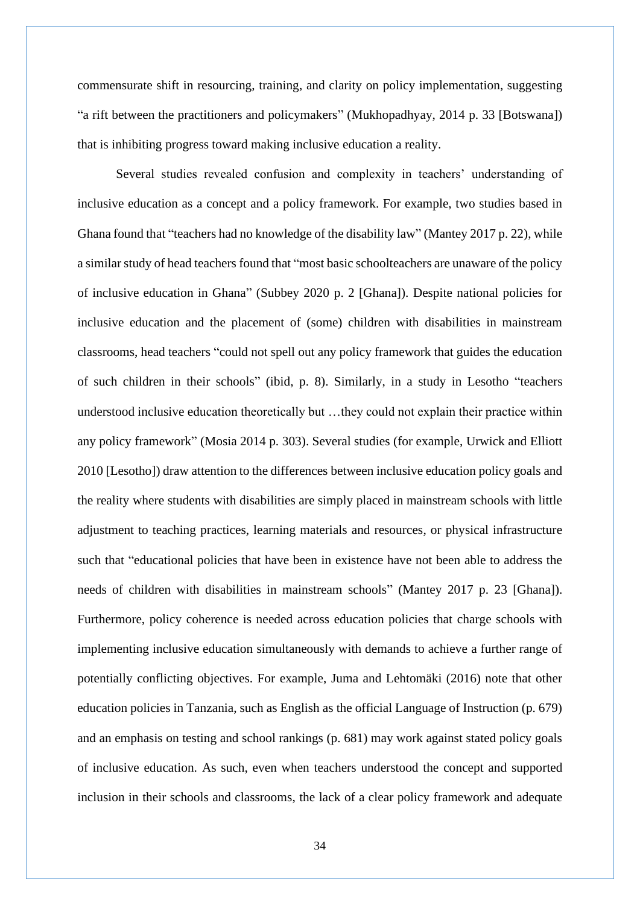commensurate shift in resourcing, training, and clarity on policy implementation, suggesting "a rift between the practitioners and policymakers" (Mukhopadhyay, 2014 p. 33 [Botswana]) that is inhibiting progress toward making inclusive education a reality.

Several studies revealed confusion and complexity in teachers' understanding of inclusive education as a concept and a policy framework. For example, two studies based in Ghana found that "teachers had no knowledge of the disability law" (Mantey 2017 p. 22), while a similar study of head teachers found that "most basic schoolteachers are unaware of the policy of inclusive education in Ghana" (Subbey 2020 p. 2 [Ghana]). Despite national policies for inclusive education and the placement of (some) children with disabilities in mainstream classrooms, head teachers "could not spell out any policy framework that guides the education of such children in their schools" (ibid, p. 8). Similarly, in a study in Lesotho "teachers understood inclusive education theoretically but …they could not explain their practice within any policy framework" (Mosia 2014 p. 303). Several studies (for example, Urwick and Elliott 2010 [Lesotho]) draw attention to the differences between inclusive education policy goals and the reality where students with disabilities are simply placed in mainstream schools with little adjustment to teaching practices, learning materials and resources, or physical infrastructure such that "educational policies that have been in existence have not been able to address the needs of children with disabilities in mainstream schools" (Mantey 2017 p. 23 [Ghana]). Furthermore, policy coherence is needed across education policies that charge schools with implementing inclusive education simultaneously with demands to achieve a further range of potentially conflicting objectives. For example, Juma and Lehtomäki (2016) note that other education policies in Tanzania, such as English as the official Language of Instruction (p. 679) and an emphasis on testing and school rankings (p. 681) may work against stated policy goals of inclusive education. As such, even when teachers understood the concept and supported inclusion in their schools and classrooms, the lack of a clear policy framework and adequate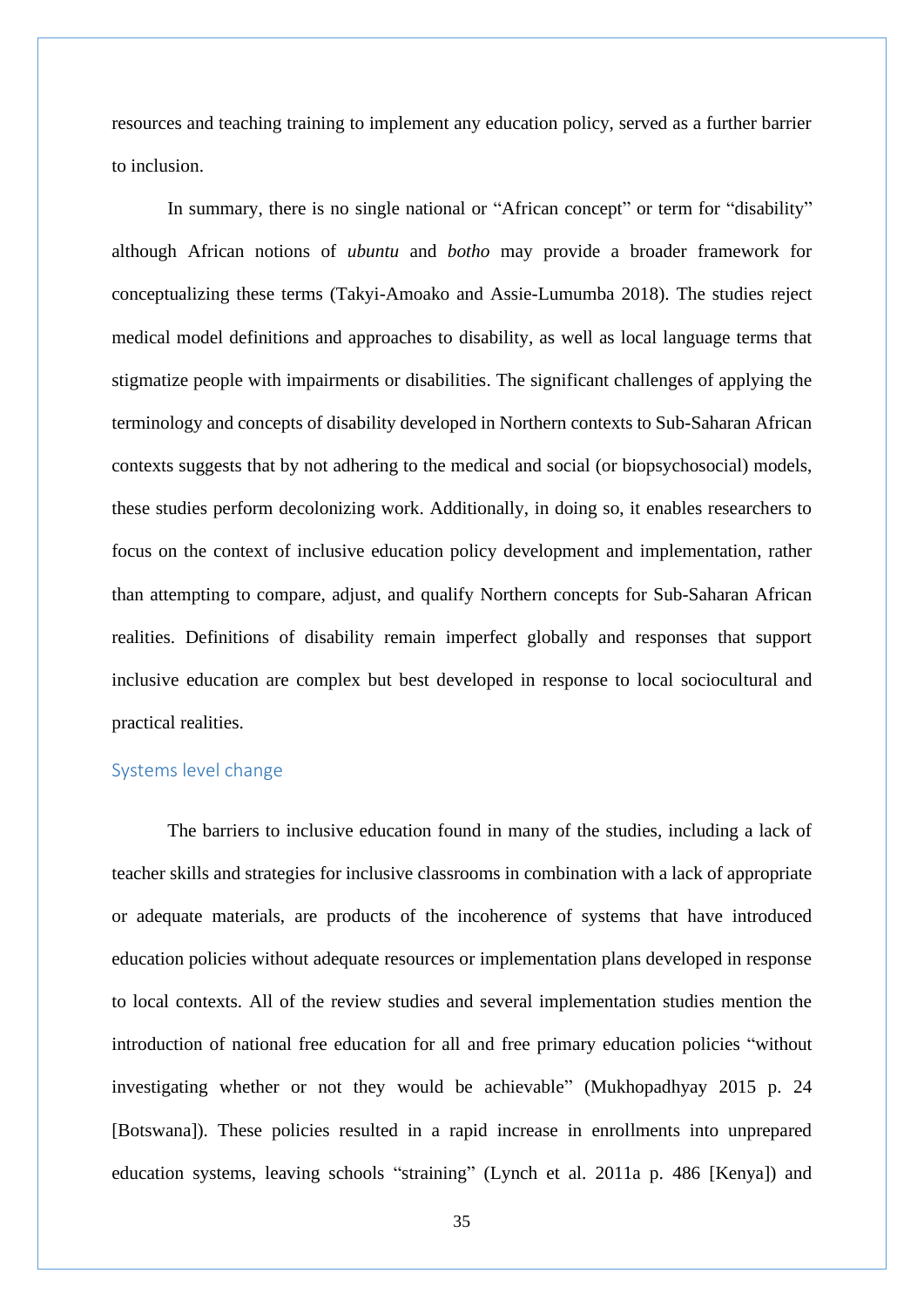resources and teaching training to implement any education policy, served as a further barrier to inclusion.

In summary, there is no single national or "African concept" or term for "disability" although African notions of *ubuntu* and *botho* may provide a broader framework for conceptualizing these terms (Takyi-Amoako and Assie-Lumumba 2018). The studies reject medical model definitions and approaches to disability, as well as local language terms that stigmatize people with impairments or disabilities. The significant challenges of applying the terminology and concepts of disability developed in Northern contexts to Sub-Saharan African contexts suggests that by not adhering to the medical and social (or biopsychosocial) models, these studies perform decolonizing work. Additionally, in doing so, it enables researchers to focus on the context of inclusive education policy development and implementation, rather than attempting to compare, adjust, and qualify Northern concepts for Sub-Saharan African realities. Definitions of disability remain imperfect globally and responses that support inclusive education are complex but best developed in response to local sociocultural and practical realities.

## Systems level change

The barriers to inclusive education found in many of the studies, including a lack of teacher skills and strategies for inclusive classrooms in combination with a lack of appropriate or adequate materials, are products of the incoherence of systems that have introduced education policies without adequate resources or implementation plans developed in response to local contexts. All of the review studies and several implementation studies mention the introduction of national free education for all and free primary education policies "without investigating whether or not they would be achievable" (Mukhopadhyay 2015 p. 24 [Botswana]). These policies resulted in a rapid increase in enrollments into unprepared education systems, leaving schools "straining" (Lynch et al. 2011a p. 486 [Kenya]) and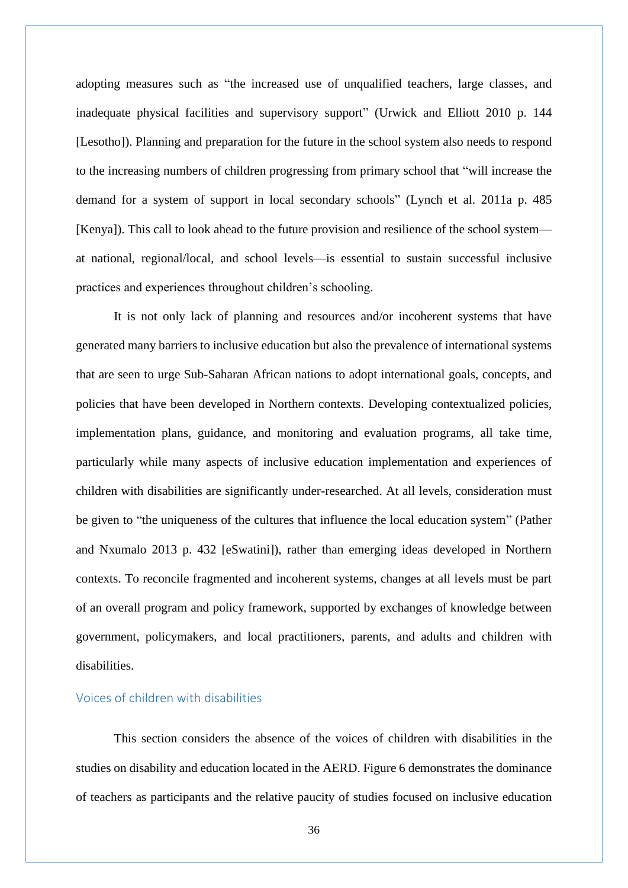adopting measures such as "the increased use of unqualified teachers, large classes, and inadequate physical facilities and supervisory support" (Urwick and Elliott 2010 p. 144 [Lesotho]). Planning and preparation for the future in the school system also needs to respond to the increasing numbers of children progressing from primary school that "will increase the demand for a system of support in local secondary schools" (Lynch et al. 2011a p. 485 [Kenya]). This call to look ahead to the future provision and resilience of the school system—at national, regional/local, and school levels—is essential to sustain successful inclusive practices and experiences throughout children's schooling.

It is not only lack of planning and resources and/or incoherent systems that have generated many barriers to inclusive education but also the prevalence of international systems that are seen to urge Sub-Saharan African nations to adopt international goals, concepts, and policies that have been developed in Northern contexts. Developing contextualized policies, implementation plans, guidance, and monitoring and evaluation programs, all take time, particularly while many aspects of inclusive education implementation and experiences of children with disabilities are significantly under-researched. At all levels, consideration must be given to "the uniqueness of the cultures that influence the local education system" (Pather and Nxumalo 2013 p. 432 [eSwatini]), rather than emerging ideas developed in Northern contexts. To reconcile fragmented and incoherent systems, changes at all levels must be part of an overall program and policy framework, supported by exchanges of knowledge between government, policymakers, and local practitioners, parents, and adults and children with disabilities.

## Voices of children with disabilities

This section considers the absence of the voices of children with disabilities in the studies on disability and education located in the AERD. Figure 6 demonstrates the dominance of teachers as participants and the relative paucity of studies focused on inclusive education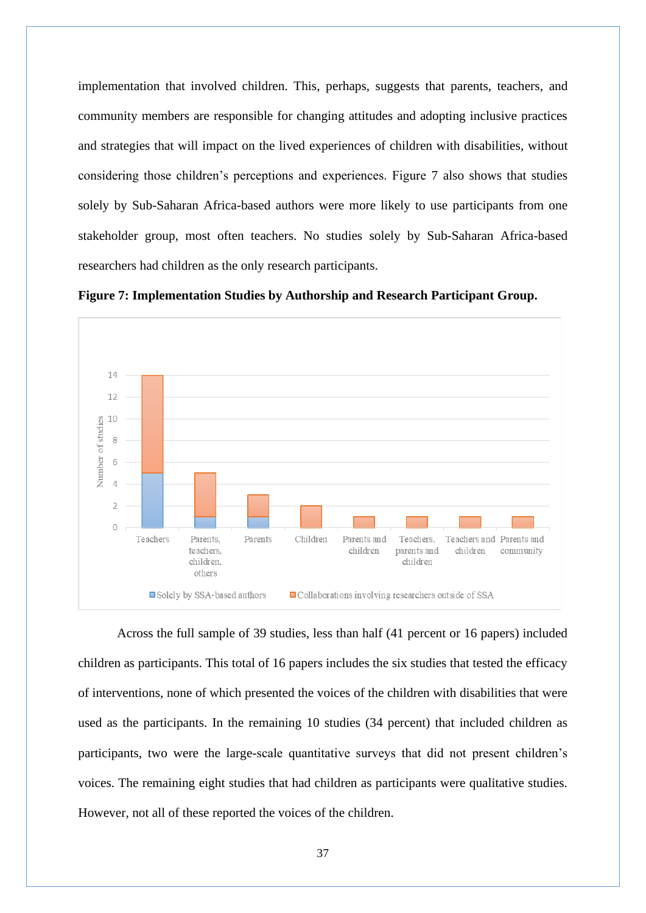implementation that involved children. This, perhaps, suggests that parents, teachers, and community members are responsible for changing attitudes and adopting inclusive practices and strategies that will impact on the lived experiences of children with disabilities, without considering those children's perceptions and experiences. Figure 7 also shows that studies solely by Sub-Saharan Africa-based authors were more likely to use participants from one stakeholder group, most often teachers. No studies solely by Sub-Saharan Africa-based researchers had children as the only research participants.

**Figure 7: Implementation Studies by Authorship and Research Participant Group.**

| Research participant group | Solely by SSA-based authors | Collaborations involving researchers outside of SSA |
|---|---|---|
| Teachers | 5 | 9 |
| Parents, teachers, children, others | 1 | 4 |
| Parents | 1 | 2 |
| Children | 0 | 2 |
| Parents and children | 0 | 1 |
| Teachers, parents and children | 0 | 1 |
| Teachers and children | 0 | 1 |
| Parents and community | 0 | 1 |

Across the full sample of 39 studies, less than half (41 percent or 16 papers) included children as participants. This total of 16 papers includes the six studies that tested the efficacy of interventions, none of which presented the voices of the children with disabilities that were used as the participants. In the remaining 10 studies (34 percent) that included children as participants, two were the large-scale quantitative surveys that did not present children's voices. The remaining eight studies that had children as participants were qualitative studies. However, not all of these reported the voices of the children.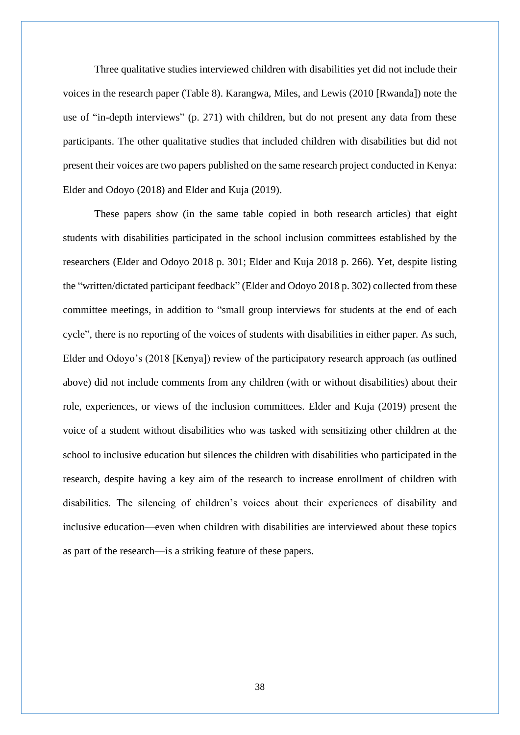Three qualitative studies interviewed children with disabilities yet did not include their voices in the research paper (Table 8). Karangwa, Miles, and Lewis (2010 [Rwanda]) note the use of "in-depth interviews" (p. 271) with children, but do not present any data from these participants. The other qualitative studies that included children with disabilities but did not present their voices are two papers published on the same research project conducted in Kenya: Elder and Odoyo (2018) and Elder and Kuja (2019).

These papers show (in the same table copied in both research articles) that eight students with disabilities participated in the school inclusion committees established by the researchers (Elder and Odoyo 2018 p. 301; Elder and Kuja 2018 p. 266). Yet, despite listing the "written/dictated participant feedback" (Elder and Odoyo 2018 p. 302) collected from these committee meetings, in addition to "small group interviews for students at the end of each cycle", there is no reporting of the voices of students with disabilities in either paper. As such, Elder and Odoyo's (2018 [Kenya]) review of the participatory research approach (as outlined above) did not include comments from any children (with or without disabilities) about their role, experiences, or views of the inclusion committees. Elder and Kuja (2019) present the voice of a student without disabilities who was tasked with sensitizing other children at the school to inclusive education but silences the children with disabilities who participated in the research, despite having a key aim of the research to increase enrollment of children with disabilities. The silencing of children's voices about their experiences of disability and inclusive education—even when children with disabilities are interviewed about these topics as part of the research—is a striking feature of these papers.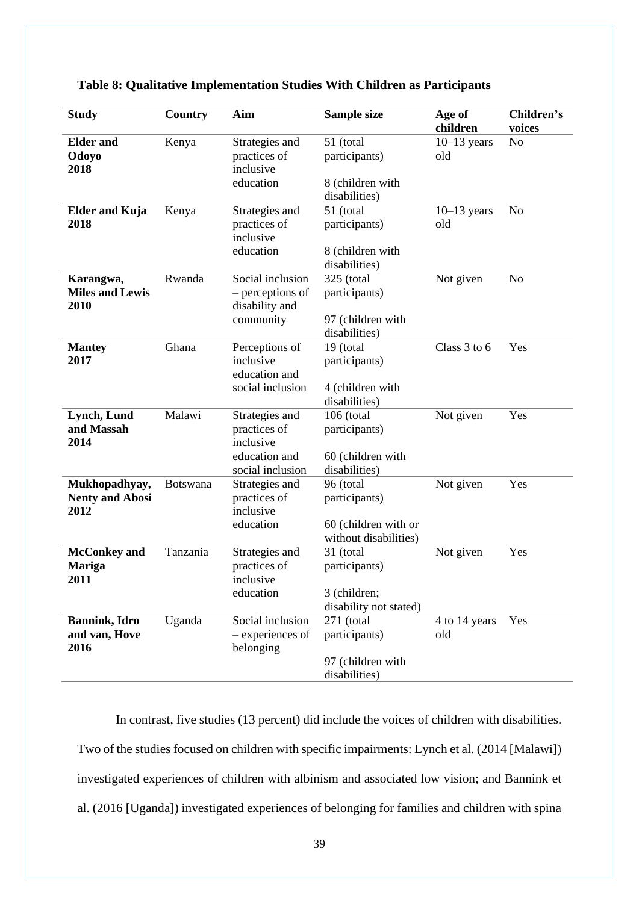**Table 8: Qualitative Implementation Studies With Children as Participants**

| Study | Country | Aim | Sample size | Age of children | Children's voices |
|---|---|---|---|---|---|
| **Elder and Odoyo 2018** | Kenya | Strategies and practices of inclusive education | 51 (total participants)<br><br>8 (children with disabilities) | 10–13 years old | No |
| **Elder and Kuja 2018** | Kenya | Strategies and practices of inclusive education | 51 (total participants)<br><br>8 (children with disabilities) | 10–13 years old | No |
| **Karangwa, Miles and Lewis 2010** | Rwanda | Social inclusion – perceptions of disability and community | 325 (total participants)<br><br>97 (children with disabilities) | Not given | No |
| **Mantey 2017** | Ghana | Perceptions of inclusive education and social inclusion | 19 (total participants)<br><br>4 (children with disabilities) | Class 3 to 6 | Yes |
| **Lynch, Lund and Massah 2014** | Malawi | Strategies and practices of inclusive education and social inclusion | 106 (total participants)<br><br>60 (children with disabilities) | Not given | Yes |
| **Mukhopadhyay, Nenty and Abosi 2012** | Botswana | Strategies and practices of inclusive education | 96 (total participants)<br><br>60 (children with or without disabilities) | Not given | Yes |
| **McConkey and Mariga 2011** | Tanzania | Strategies and practices of inclusive education | 31 (total participants)<br><br>3 (children; disability not stated) | Not given | Yes |
| **Bannink, Idro and van, Hove 2016** | Uganda | Social inclusion – experiences of belonging | 271 (total participants)<br><br>97 (children with disabilities) | 4 to 14 years old | Yes |

In contrast, five studies (13 percent) did include the voices of children with disabilities. Two of the studies focused on children with specific impairments: Lynch et al. (2014 [Malawi]) investigated experiences of children with albinism and associated low vision; and Bannink et al. (2016 [Uganda]) investigated experiences of belonging for families and children with spina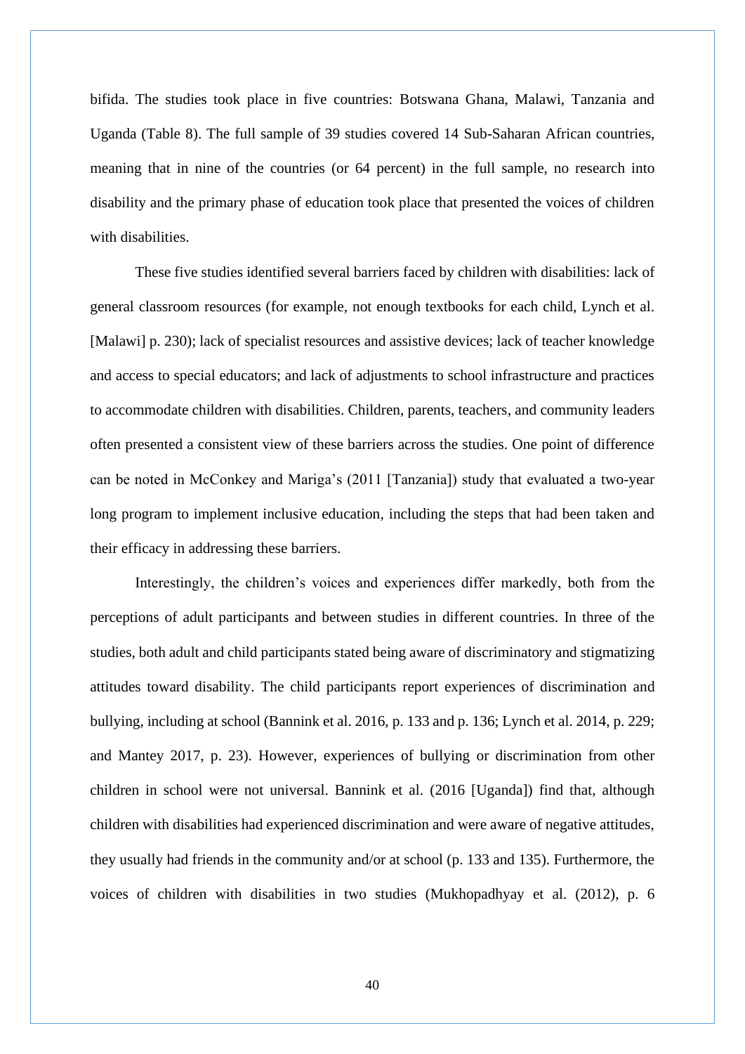bifida. The studies took place in five countries: Botswana Ghana, Malawi, Tanzania and Uganda (Table 8). The full sample of 39 studies covered 14 Sub-Saharan African countries, meaning that in nine of the countries (or 64 percent) in the full sample, no research into disability and the primary phase of education took place that presented the voices of children with disabilities.

These five studies identified several barriers faced by children with disabilities: lack of general classroom resources (for example, not enough textbooks for each child, Lynch et al. [Malawi] p. 230); lack of specialist resources and assistive devices; lack of teacher knowledge and access to special educators; and lack of adjustments to school infrastructure and practices to accommodate children with disabilities. Children, parents, teachers, and community leaders often presented a consistent view of these barriers across the studies. One point of difference can be noted in McConkey and Mariga's (2011 [Tanzania]) study that evaluated a two-year long program to implement inclusive education, including the steps that had been taken and their efficacy in addressing these barriers.

Interestingly, the children's voices and experiences differ markedly, both from the perceptions of adult participants and between studies in different countries. In three of the studies, both adult and child participants stated being aware of discriminatory and stigmatizing attitudes toward disability. The child participants report experiences of discrimination and bullying, including at school (Bannink et al. 2016, p. 133 and p. 136; Lynch et al. 2014, p. 229; and Mantey 2017, p. 23). However, experiences of bullying or discrimination from other children in school were not universal. Bannink et al. (2016 [Uganda]) find that, although children with disabilities had experienced discrimination and were aware of negative attitudes, they usually had friends in the community and/or at school (p. 133 and 135). Furthermore, the voices of children with disabilities in two studies (Mukhopadhyay et al. (2012), p. 6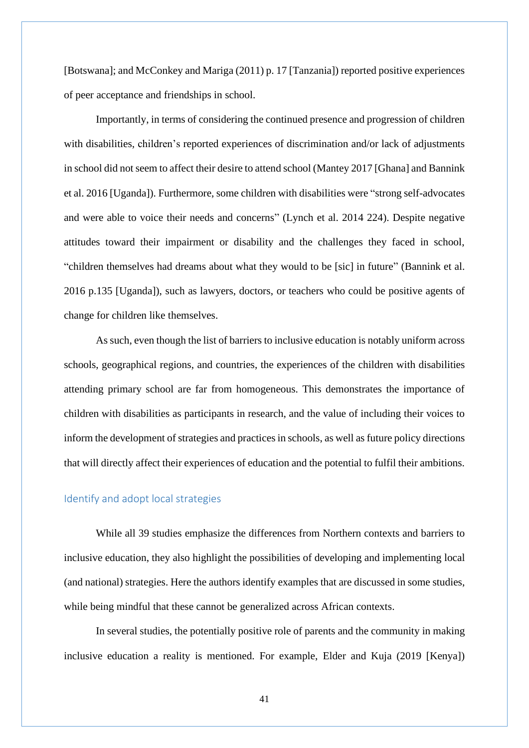[Botswana]; and McConkey and Mariga (2011) p. 17 [Tanzania]) reported positive experiences of peer acceptance and friendships in school.

Importantly, in terms of considering the continued presence and progression of children with disabilities, children's reported experiences of discrimination and/or lack of adjustments in school did not seem to affect their desire to attend school (Mantey 2017 [Ghana] and Bannink et al. 2016 [Uganda]). Furthermore, some children with disabilities were "strong self-advocates and were able to voice their needs and concerns" (Lynch et al. 2014 224). Despite negative attitudes toward their impairment or disability and the challenges they faced in school, "children themselves had dreams about what they would to be [sic] in future" (Bannink et al. 2016 p.135 [Uganda]), such as lawyers, doctors, or teachers who could be positive agents of change for children like themselves.

As such, even though the list of barriers to inclusive education is notably uniform across schools, geographical regions, and countries, the experiences of the children with disabilities attending primary school are far from homogeneous. This demonstrates the importance of children with disabilities as participants in research, and the value of including their voices to inform the development of strategies and practices in schools, as well as future policy directions that will directly affect their experiences of education and the potential to fulfil their ambitions.

### Identify and adopt local strategies

While all 39 studies emphasize the differences from Northern contexts and barriers to inclusive education, they also highlight the possibilities of developing and implementing local (and national) strategies. Here the authors identify examples that are discussed in some studies, while being mindful that these cannot be generalized across African contexts.

In several studies, the potentially positive role of parents and the community in making inclusive education a reality is mentioned. For example, Elder and Kuja (2019 [Kenya])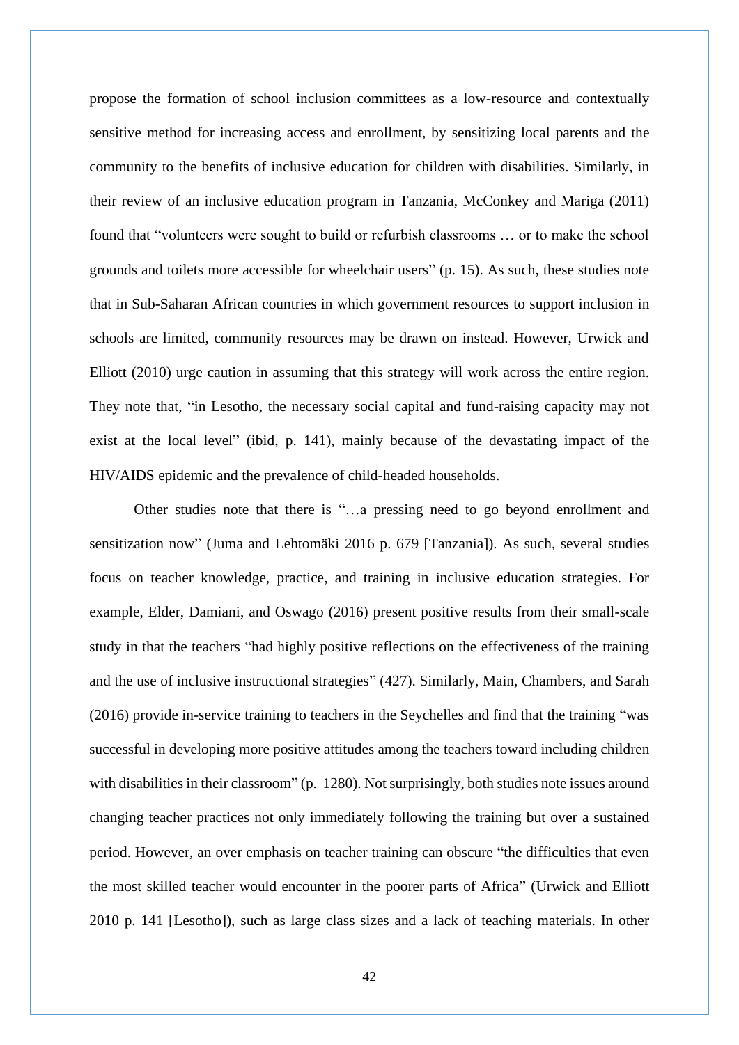propose the formation of school inclusion committees as a low-resource and contextually sensitive method for increasing access and enrollment, by sensitizing local parents and the community to the benefits of inclusive education for children with disabilities. Similarly, in their review of an inclusive education program in Tanzania, McConkey and Mariga (2011) found that "volunteers were sought to build or refurbish classrooms … or to make the school grounds and toilets more accessible for wheelchair users" (p. 15). As such, these studies note that in Sub-Saharan African countries in which government resources to support inclusion in schools are limited, community resources may be drawn on instead. However, Urwick and Elliott (2010) urge caution in assuming that this strategy will work across the entire region. They note that, "in Lesotho, the necessary social capital and fund-raising capacity may not exist at the local level" (ibid, p. 141), mainly because of the devastating impact of the HIV/AIDS epidemic and the prevalence of child-headed households.

Other studies note that there is "…a pressing need to go beyond enrollment and sensitization now" (Juma and Lehtomäki 2016 p. 679 [Tanzania]). As such, several studies focus on teacher knowledge, practice, and training in inclusive education strategies. For example, Elder, Damiani, and Oswago (2016) present positive results from their small-scale study in that the teachers "had highly positive reflections on the effectiveness of the training and the use of inclusive instructional strategies" (427). Similarly, Main, Chambers, and Sarah (2016) provide in-service training to teachers in the Seychelles and find that the training "was successful in developing more positive attitudes among the teachers toward including children with disabilities in their classroom" (p. 1280). Not surprisingly, both studies note issues around changing teacher practices not only immediately following the training but over a sustained period. However, an over emphasis on teacher training can obscure "the difficulties that even the most skilled teacher would encounter in the poorer parts of Africa" (Urwick and Elliott 2010 p. 141 [Lesotho]), such as large class sizes and a lack of teaching materials. In other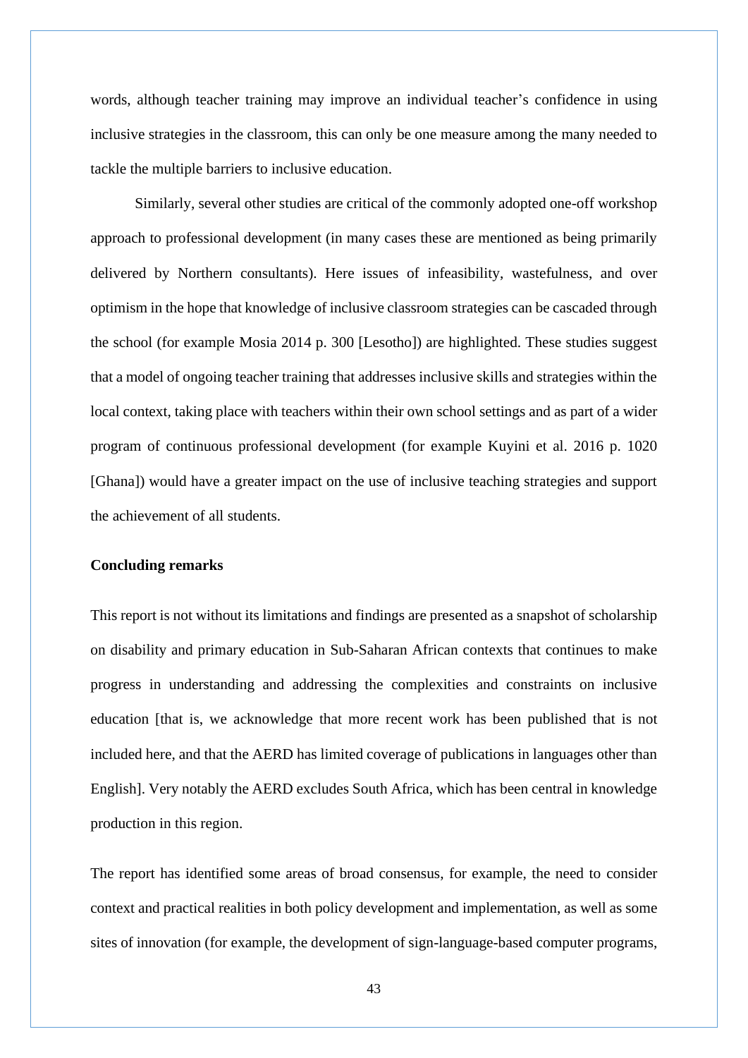words, although teacher training may improve an individual teacher's confidence in using inclusive strategies in the classroom, this can only be one measure among the many needed to tackle the multiple barriers to inclusive education.

Similarly, several other studies are critical of the commonly adopted one-off workshop approach to professional development (in many cases these are mentioned as being primarily delivered by Northern consultants). Here issues of infeasibility, wastefulness, and over optimism in the hope that knowledge of inclusive classroom strategies can be cascaded through the school (for example Mosia 2014 p. 300 [Lesotho]) are highlighted. These studies suggest that a model of ongoing teacher training that addresses inclusive skills and strategies within the local context, taking place with teachers within their own school settings and as part of a wider program of continuous professional development (for example Kuyini et al. 2016 p. 1020 [Ghana]) would have a greater impact on the use of inclusive teaching strategies and support the achievement of all students.

**Concluding remarks**

This report is not without its limitations and findings are presented as a snapshot of scholarship on disability and primary education in Sub-Saharan African contexts that continues to make progress in understanding and addressing the complexities and constraints on inclusive education [that is, we acknowledge that more recent work has been published that is not included here, and that the AERD has limited coverage of publications in languages other than English]. Very notably the AERD excludes South Africa, which has been central in knowledge production in this region.

The report has identified some areas of broad consensus, for example, the need to consider context and practical realities in both policy development and implementation, as well as some sites of innovation (for example, the development of sign-language-based computer programs,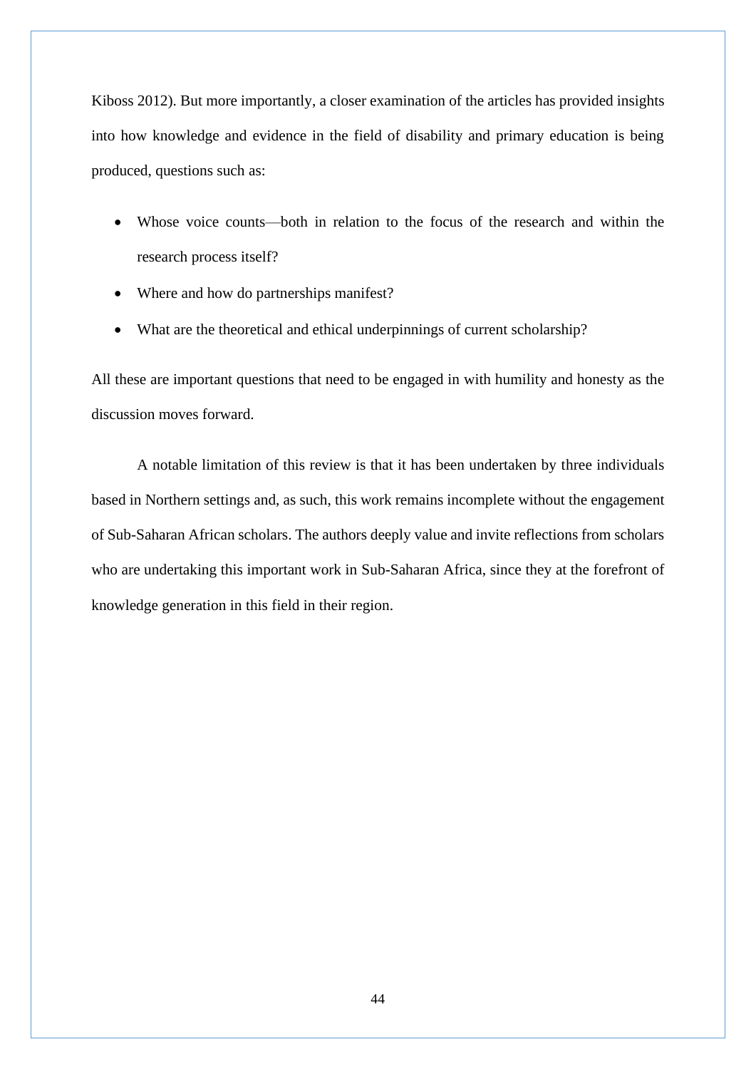Kiboss 2012). But more importantly, a closer examination of the articles has provided insights into how knowledge and evidence in the field of disability and primary education is being produced, questions such as:

- Whose voice counts—both in relation to the focus of the research and within the research process itself?
- Where and how do partnerships manifest?
- What are the theoretical and ethical underpinnings of current scholarship?

All these are important questions that need to be engaged in with humility and honesty as the discussion moves forward.

A notable limitation of this review is that it has been undertaken by three individuals based in Northern settings and, as such, this work remains incomplete without the engagement of Sub-Saharan African scholars. The authors deeply value and invite reflections from scholars who are undertaking this important work in Sub-Saharan Africa, since they at the forefront of knowledge generation in this field in their region.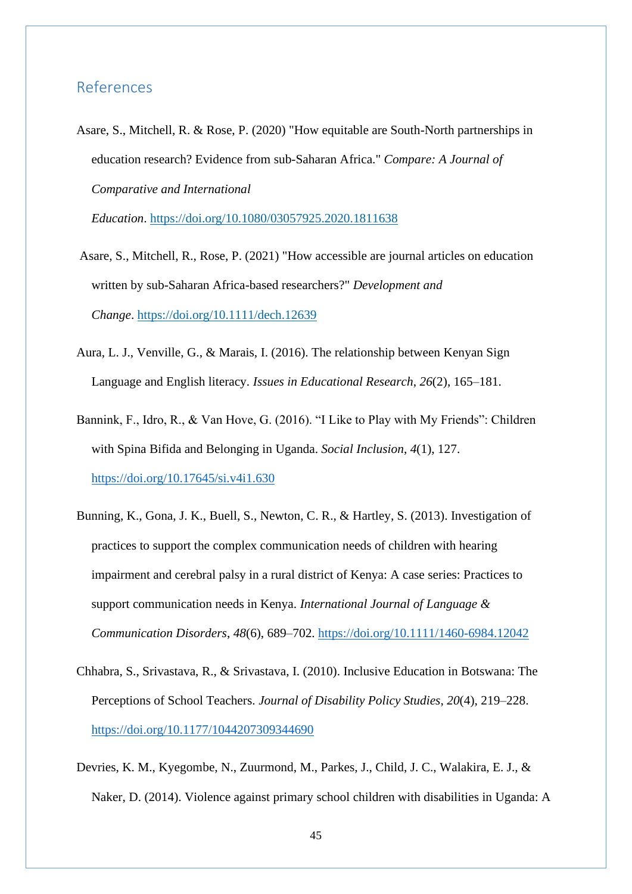## References

Asare, S., Mitchell, R. & Rose, P. (2020) "How equitable are South-North partnerships in education research? Evidence from sub-Saharan Africa." *Compare: A Journal of Comparative and International Education*. https://doi.org/10.1080/03057925.2020.1811638

Asare, S., Mitchell, R., Rose, P. (2021) "How accessible are journal articles on education written by sub-Saharan Africa-based researchers?" *Development and Change*. https://doi.org/10.1111/dech.12639

Aura, L. J., Venville, G., & Marais, I. (2016). The relationship between Kenyan Sign Language and English literacy. *Issues in Educational Research*, *26*(2), 165–181.

Bannink, F., Idro, R., & Van Hove, G. (2016). "I Like to Play with My Friends": Children with Spina Bifida and Belonging in Uganda. *Social Inclusion*, *4*(1), 127. https://doi.org/10.17645/si.v4i1.630

Bunning, K., Gona, J. K., Buell, S., Newton, C. R., & Hartley, S. (2013). Investigation of practices to support the complex communication needs of children with hearing impairment and cerebral palsy in a rural district of Kenya: A case series: Practices to support communication needs in Kenya. *International Journal of Language & Communication Disorders*, *48*(6), 689–702. https://doi.org/10.1111/1460-6984.12042

Chhabra, S., Srivastava, R., & Srivastava, I. (2010). Inclusive Education in Botswana: The Perceptions of School Teachers. *Journal of Disability Policy Studies*, *20*(4), 219–228. https://doi.org/10.1177/1044207309344690

Devries, K. M., Kyegombe, N., Zuurmond, M., Parkes, J., Child, J. C., Walakira, E. J., & Naker, D. (2014). Violence against primary school children with disabilities in Uganda: A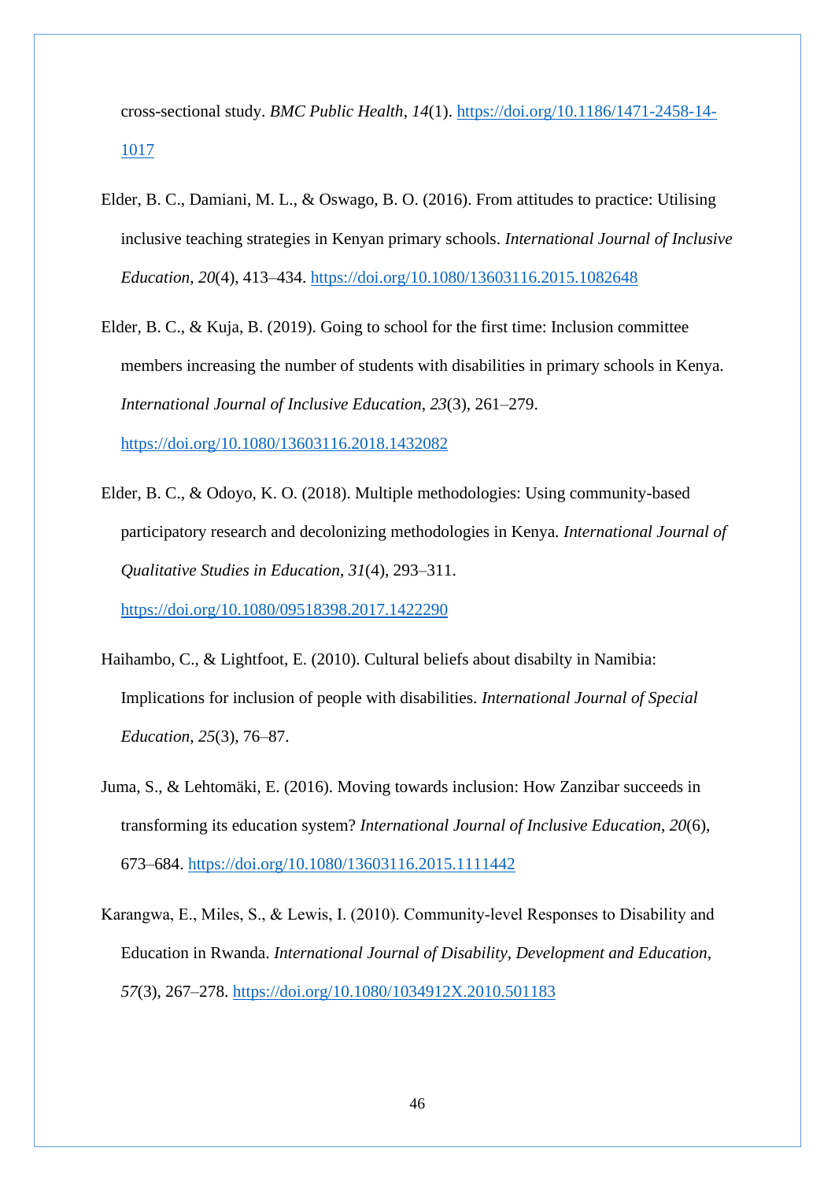cross-sectional study. *BMC Public Health*, *14*(1). https://doi.org/10.1186/1471-2458-14-1017

Elder, B. C., Damiani, M. L., & Oswago, B. O. (2016). From attitudes to practice: Utilising inclusive teaching strategies in Kenyan primary schools. *International Journal of Inclusive Education*, *20*(4), 413–434. https://doi.org/10.1080/13603116.2015.1082648

Elder, B. C., & Kuja, B. (2019). Going to school for the first time: Inclusion committee members increasing the number of students with disabilities in primary schools in Kenya. *International Journal of Inclusive Education*, *23*(3), 261–279. https://doi.org/10.1080/13603116.2018.1432082

Elder, B. C., & Odoyo, K. O. (2018). Multiple methodologies: Using community-based participatory research and decolonizing methodologies in Kenya. *International Journal of Qualitative Studies in Education*, *31*(4), 293–311. https://doi.org/10.1080/09518398.2017.1422290

Haihambo, C., & Lightfoot, E. (2010). Cultural beliefs about disabilty in Namibia: Implications for inclusion of people with disabilities. *International Journal of Special Education*, *25*(3), 76–87.

Juma, S., & Lehtomäki, E. (2016). Moving towards inclusion: How Zanzibar succeeds in transforming its education system? *International Journal of Inclusive Education*, *20*(6), 673–684. https://doi.org/10.1080/13603116.2015.1111442

Karangwa, E., Miles, S., & Lewis, I. (2010). Community-level Responses to Disability and Education in Rwanda. *International Journal of Disability, Development and Education*, *57*(3), 267–278. https://doi.org/10.1080/1034912X.2010.501183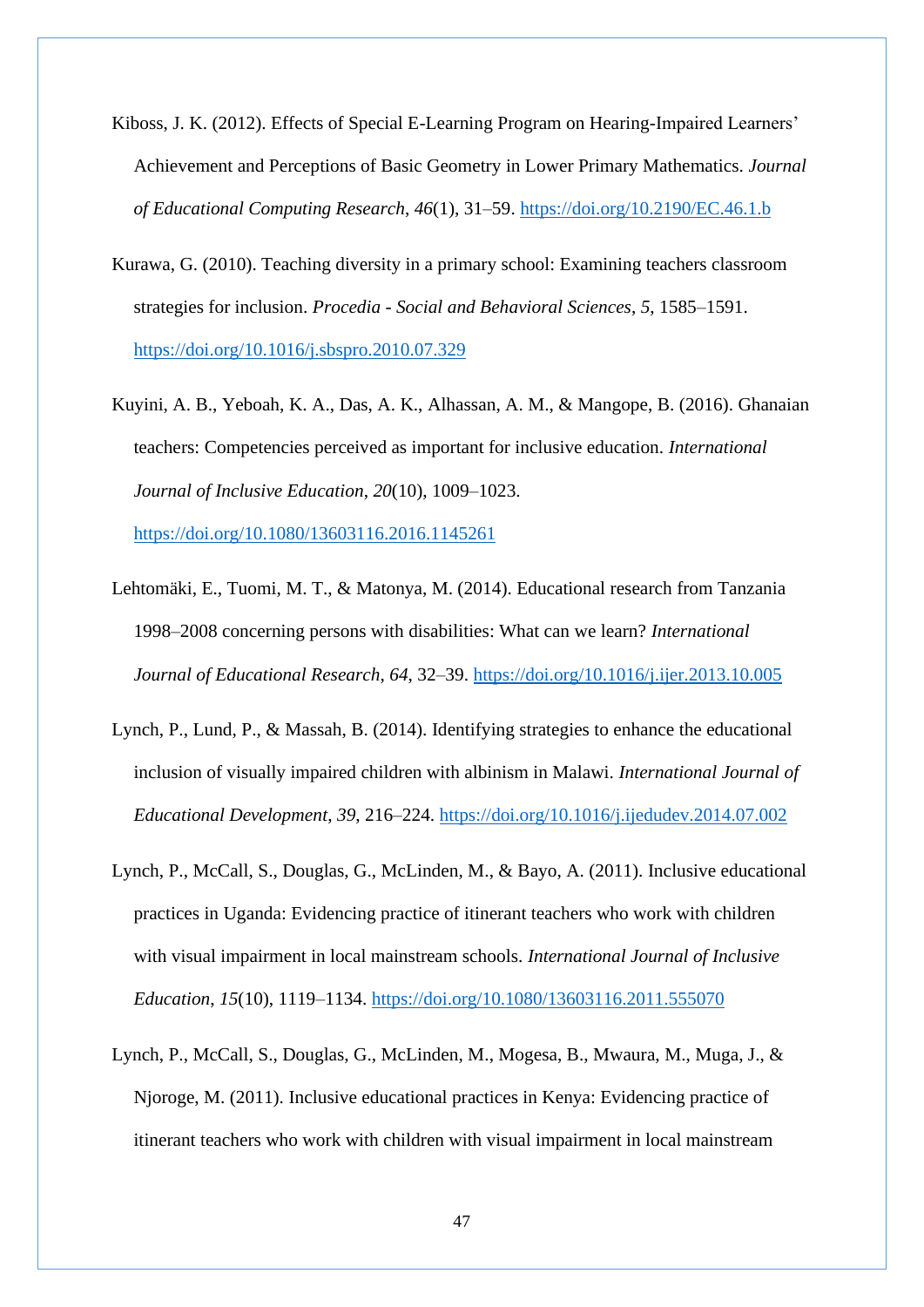Kiboss, J. K. (2012). Effects of Special E-Learning Program on Hearing-Impaired Learners' Achievement and Perceptions of Basic Geometry in Lower Primary Mathematics. *Journal of Educational Computing Research*, *46*(1), 31–59. https://doi.org/10.2190/EC.46.1.b

Kurawa, G. (2010). Teaching diversity in a primary school: Examining teachers classroom strategies for inclusion. *Procedia - Social and Behavioral Sciences*, *5*, 1585–1591. https://doi.org/10.1016/j.sbspro.2010.07.329

Kuyini, A. B., Yeboah, K. A., Das, A. K., Alhassan, A. M., & Mangope, B. (2016). Ghanaian teachers: Competencies perceived as important for inclusive education. *International Journal of Inclusive Education*, *20*(10), 1009–1023. https://doi.org/10.1080/13603116.2016.1145261

Lehtomäki, E., Tuomi, M. T., & Matonya, M. (2014). Educational research from Tanzania 1998–2008 concerning persons with disabilities: What can we learn? *International Journal of Educational Research*, *64*, 32–39. https://doi.org/10.1016/j.ijer.2013.10.005

Lynch, P., Lund, P., & Massah, B. (2014). Identifying strategies to enhance the educational inclusion of visually impaired children with albinism in Malawi. *International Journal of Educational Development*, *39*, 216–224. https://doi.org/10.1016/j.ijedudev.2014.07.002

Lynch, P., McCall, S., Douglas, G., McLinden, M., & Bayo, A. (2011). Inclusive educational practices in Uganda: Evidencing practice of itinerant teachers who work with children with visual impairment in local mainstream schools. *International Journal of Inclusive Education*, *15*(10), 1119–1134. https://doi.org/10.1080/13603116.2011.555070

Lynch, P., McCall, S., Douglas, G., McLinden, M., Mogesa, B., Mwaura, M., Muga, J., & Njoroge, M. (2011). Inclusive educational practices in Kenya: Evidencing practice of itinerant teachers who work with children with visual impairment in local mainstream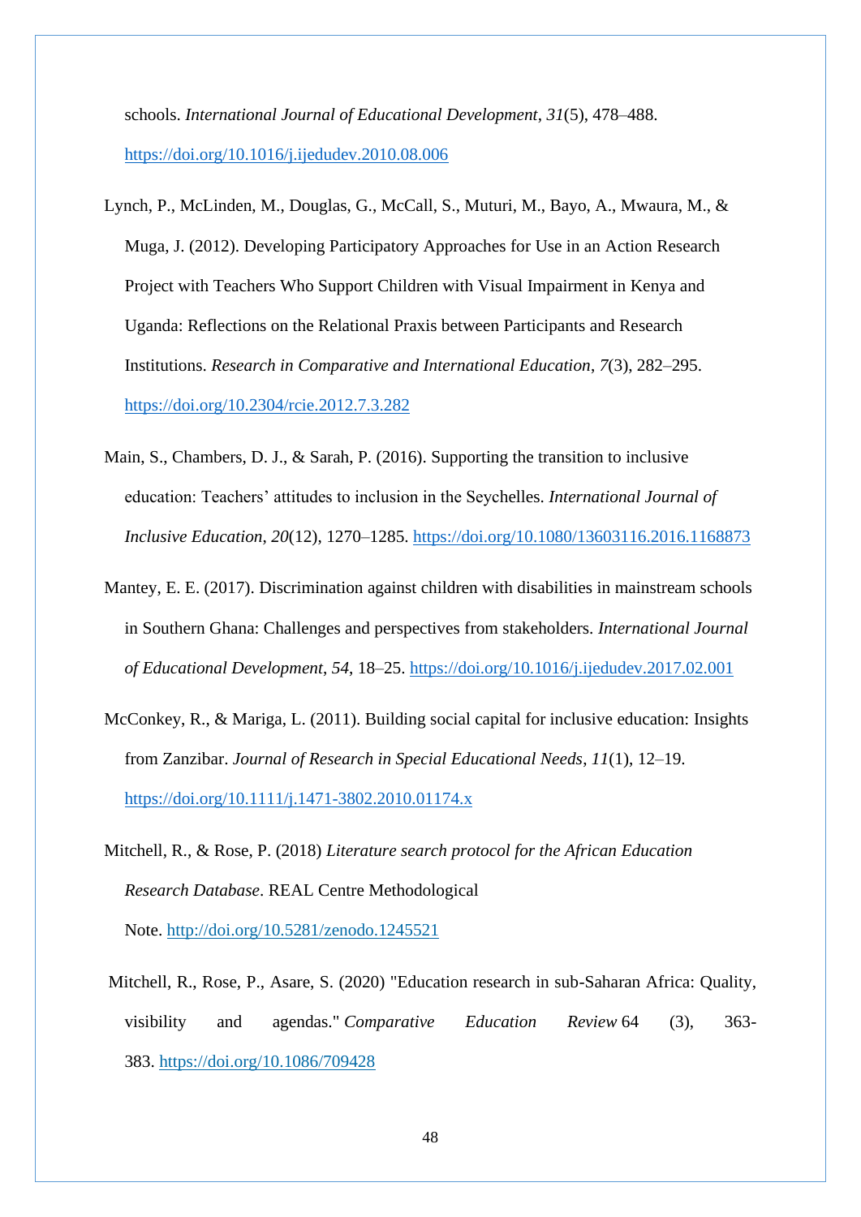schools. *International Journal of Educational Development*, *31*(5), 478–488. https://doi.org/10.1016/j.ijedudev.2010.08.006

Lynch, P., McLinden, M., Douglas, G., McCall, S., Muturi, M., Bayo, A., Mwaura, M., & Muga, J. (2012). Developing Participatory Approaches for Use in an Action Research Project with Teachers Who Support Children with Visual Impairment in Kenya and Uganda: Reflections on the Relational Praxis between Participants and Research Institutions. *Research in Comparative and International Education*, *7*(3), 282–295. https://doi.org/10.2304/rcie.2012.7.3.282

Main, S., Chambers, D. J., & Sarah, P. (2016). Supporting the transition to inclusive education: Teachers' attitudes to inclusion in the Seychelles. *International Journal of Inclusive Education*, *20*(12), 1270–1285. https://doi.org/10.1080/13603116.2016.1168873

Mantey, E. E. (2017). Discrimination against children with disabilities in mainstream schools in Southern Ghana: Challenges and perspectives from stakeholders. *International Journal of Educational Development*, *54*, 18–25. https://doi.org/10.1016/j.ijedudev.2017.02.001

McConkey, R., & Mariga, L. (2011). Building social capital for inclusive education: Insights from Zanzibar. *Journal of Research in Special Educational Needs*, *11*(1), 12–19. https://doi.org/10.1111/j.1471-3802.2010.01174.x

Mitchell, R., & Rose, P. (2018) *Literature search protocol for the African Education Research Database*. REAL Centre Methodological Note. http://doi.org/10.5281/zenodo.1245521

Mitchell, R., Rose, P., Asare, S. (2020) "Education research in sub-Saharan Africa: Quality, visibility and agendas." *Comparative Education Review* 64 (3), 363-383. https://doi.org/10.1086/709428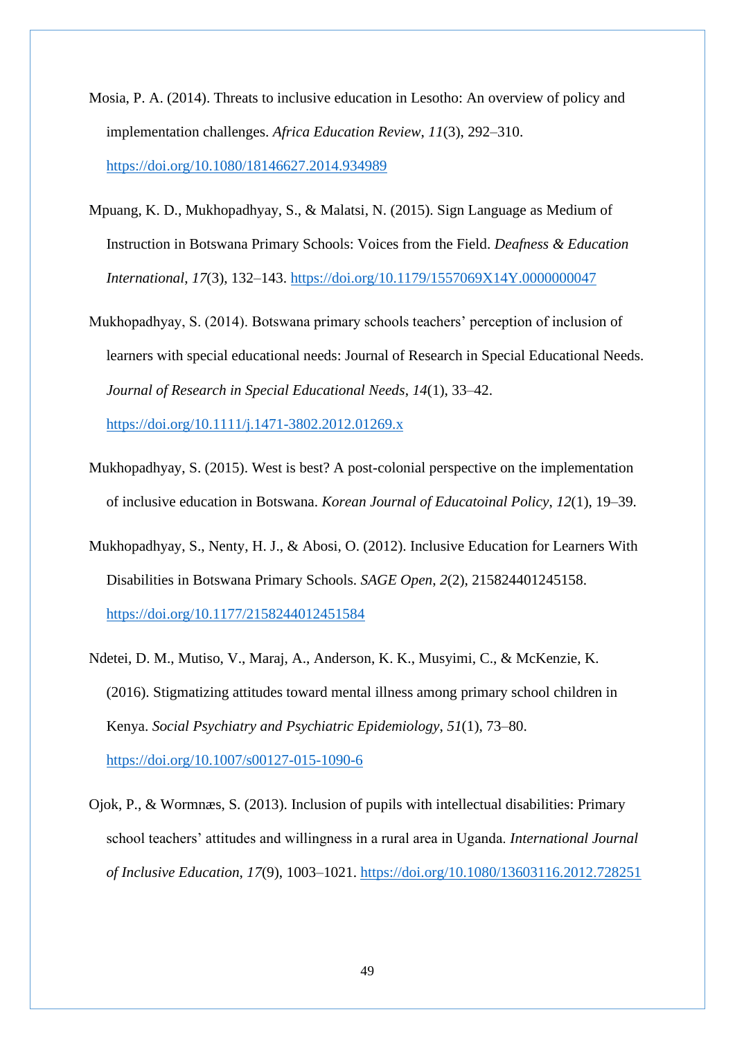Mosia, P. A. (2014). Threats to inclusive education in Lesotho: An overview of policy and implementation challenges. *Africa Education Review*, *11*(3), 292–310. https://doi.org/10.1080/18146627.2014.934989

Mpuang, K. D., Mukhopadhyay, S., & Malatsi, N. (2015). Sign Language as Medium of Instruction in Botswana Primary Schools: Voices from the Field. *Deafness & Education International*, *17*(3), 132–143. https://doi.org/10.1179/1557069X14Y.0000000047

Mukhopadhyay, S. (2014). Botswana primary schools teachers' perception of inclusion of learners with special educational needs: Journal of Research in Special Educational Needs. *Journal of Research in Special Educational Needs*, *14*(1), 33–42. https://doi.org/10.1111/j.1471-3802.2012.01269.x

Mukhopadhyay, S. (2015). West is best? A post-colonial perspective on the implementation of inclusive education in Botswana. *Korean Journal of Educatoinal Policy*, *12*(1), 19–39.

Mukhopadhyay, S., Nenty, H. J., & Abosi, O. (2012). Inclusive Education for Learners With Disabilities in Botswana Primary Schools. *SAGE Open*, *2*(2), 215824401245158. https://doi.org/10.1177/2158244012451584

Ndetei, D. M., Mutiso, V., Maraj, A., Anderson, K. K., Musyimi, C., & McKenzie, K. (2016). Stigmatizing attitudes toward mental illness among primary school children in Kenya. *Social Psychiatry and Psychiatric Epidemiology*, *51*(1), 73–80. https://doi.org/10.1007/s00127-015-1090-6

Ojok, P., & Wormnæs, S. (2013). Inclusion of pupils with intellectual disabilities: Primary school teachers' attitudes and willingness in a rural area in Uganda. *International Journal of Inclusive Education*, *17*(9), 1003–1021. https://doi.org/10.1080/13603116.2012.728251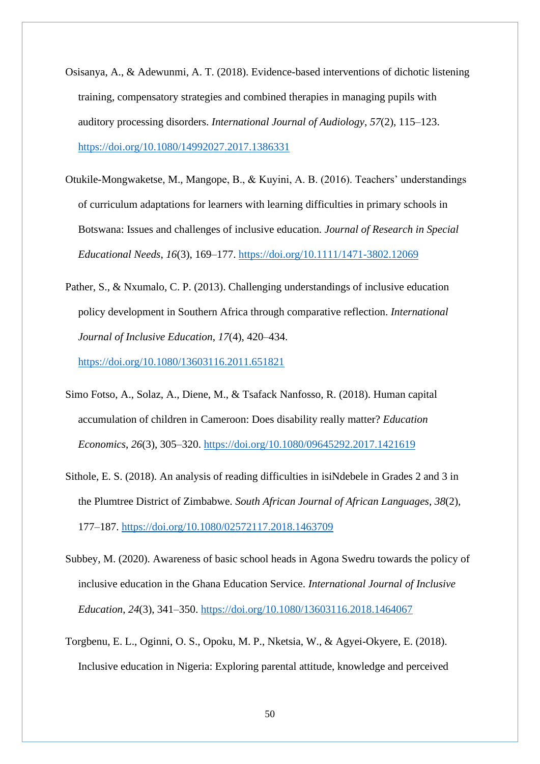Osisanya, A., & Adewunmi, A. T. (2018). Evidence-based interventions of dichotic listening training, compensatory strategies and combined therapies in managing pupils with auditory processing disorders. *International Journal of Audiology*, *57*(2), 115–123. https://doi.org/10.1080/14992027.2017.1386331

Otukile-Mongwaketse, M., Mangope, B., & Kuyini, A. B. (2016). Teachers' understandings of curriculum adaptations for learners with learning difficulties in primary schools in Botswana: Issues and challenges of inclusive education. *Journal of Research in Special Educational Needs*, *16*(3), 169–177. https://doi.org/10.1111/1471-3802.12069

Pather, S., & Nxumalo, C. P. (2013). Challenging understandings of inclusive education policy development in Southern Africa through comparative reflection. *International Journal of Inclusive Education*, *17*(4), 420–434. https://doi.org/10.1080/13603116.2011.651821

Simo Fotso, A., Solaz, A., Diene, M., & Tsafack Nanfosso, R. (2018). Human capital accumulation of children in Cameroon: Does disability really matter? *Education Economics*, *26*(3), 305–320. https://doi.org/10.1080/09645292.2017.1421619

Sithole, E. S. (2018). An analysis of reading difficulties in isiNdebele in Grades 2 and 3 in the Plumtree District of Zimbabwe. *South African Journal of African Languages*, *38*(2), 177–187. https://doi.org/10.1080/02572117.2018.1463709

Subbey, M. (2020). Awareness of basic school heads in Agona Swedru towards the policy of inclusive education in the Ghana Education Service. *International Journal of Inclusive Education*, *24*(3), 341–350. https://doi.org/10.1080/13603116.2018.1464067

Torgbenu, E. L., Oginni, O. S., Opoku, M. P., Nketsia, W., & Agyei-Okyere, E. (2018). Inclusive education in Nigeria: Exploring parental attitude, knowledge and perceived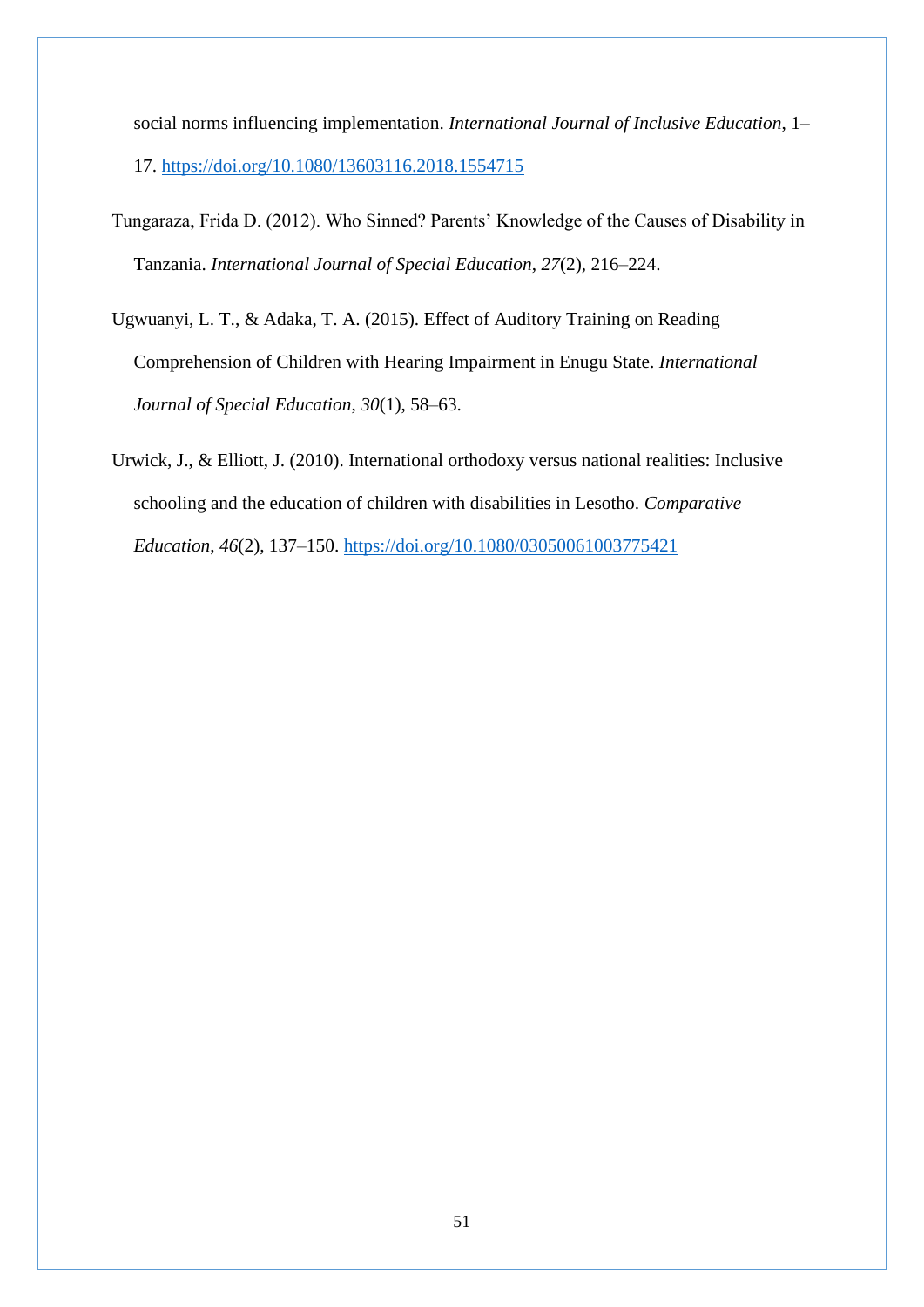social norms influencing implementation. *International Journal of Inclusive Education*, 1–17. https://doi.org/10.1080/13603116.2018.1554715

Tungaraza, Frida D. (2012). Who Sinned? Parents' Knowledge of the Causes of Disability in Tanzania. *International Journal of Special Education*, *27*(2), 216–224.

Ugwuanyi, L. T., & Adaka, T. A. (2015). Effect of Auditory Training on Reading Comprehension of Children with Hearing Impairment in Enugu State. *International Journal of Special Education*, *30*(1), 58–63.

Urwick, J., & Elliott, J. (2010). International orthodoxy versus national realities: Inclusive schooling and the education of children with disabilities in Lesotho. *Comparative Education*, *46*(2), 137–150. https://doi.org/10.1080/03050061003775421